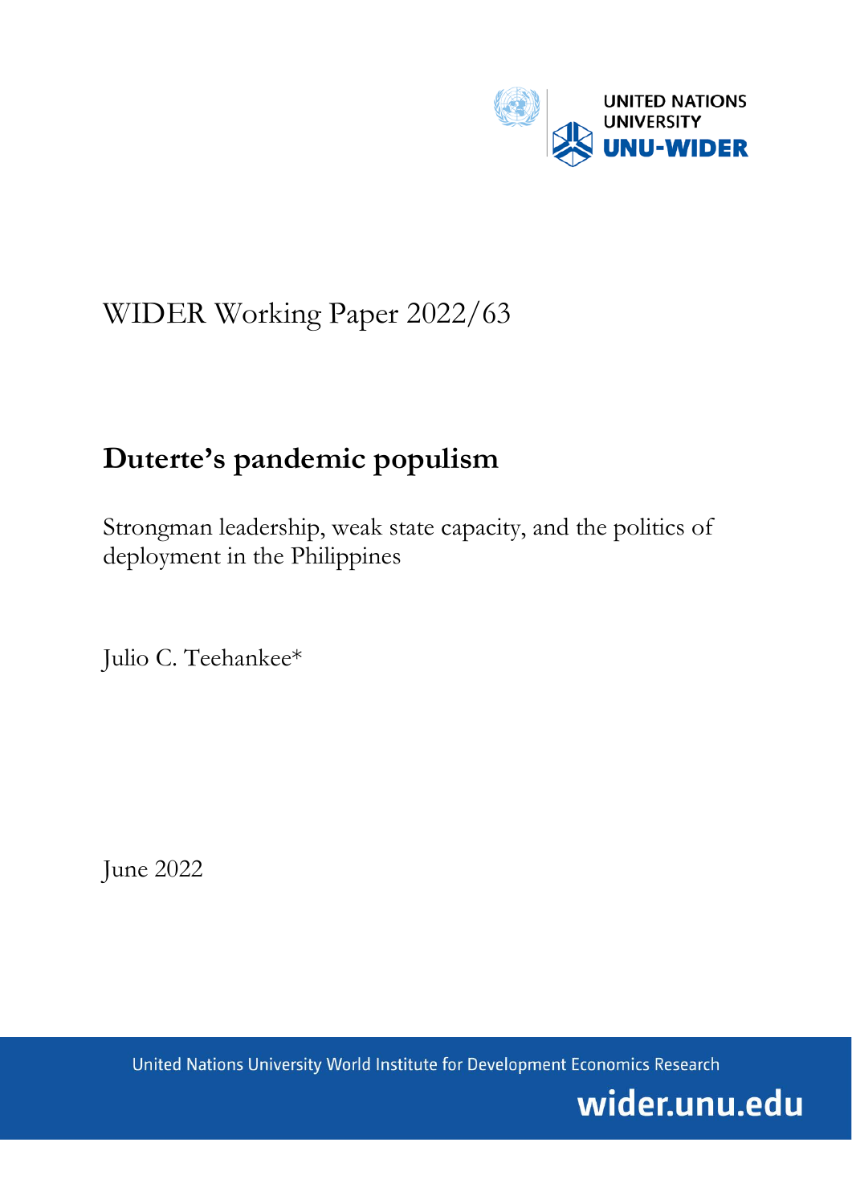UNITED NATIONS UNIVERSITY UNU-WIDER

WIDER Working Paper 2022/63

# Duterte's pandemic populism

Strongman leadership, weak state capacity, and the politics of deployment in the Philippines

Julio C. Teehankee*

June 2022

United Nations University World Institute for Development Economics Research

wider.unu.edu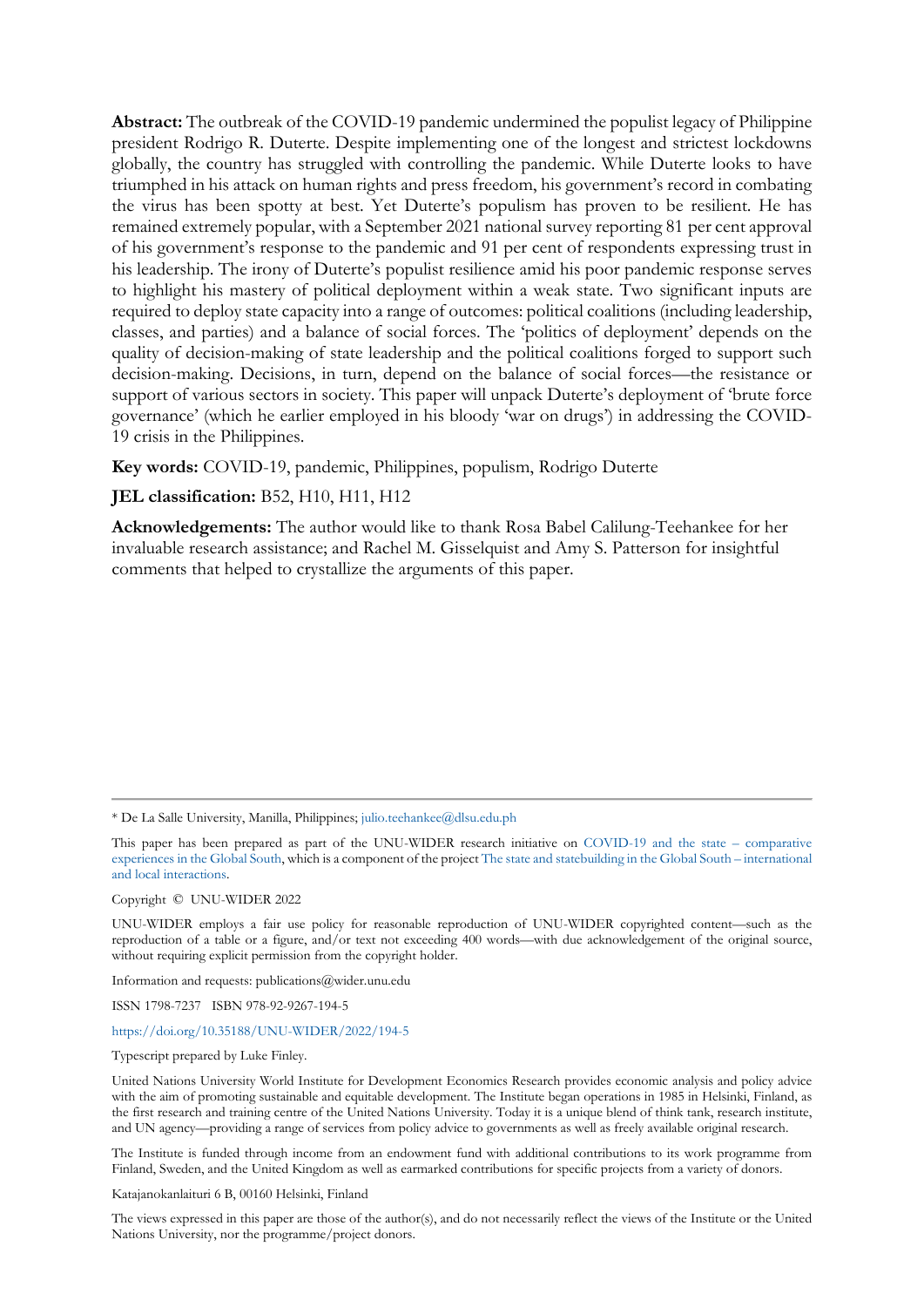**Abstract:** The outbreak of the COVID-19 pandemic undermined the populist legacy of Philippine president Rodrigo R. Duterte. Despite implementing one of the longest and strictest lockdowns globally, the country has struggled with controlling the pandemic. While Duterte looks to have triumphed in his attack on human rights and press freedom, his government's record in combating the virus has been spotty at best. Yet Duterte's populism has proven to be resilient. He has remained extremely popular, with a September 2021 national survey reporting 81 per cent approval of his government's response to the pandemic and 91 per cent of respondents expressing trust in his leadership. The irony of Duterte's populist resilience amid his poor pandemic response serves to highlight his mastery of political deployment within a weak state. Two significant inputs are required to deploy state capacity into a range of outcomes: political coalitions (including leadership, classes, and parties) and a balance of social forces. The 'politics of deployment' depends on the quality of decision-making of state leadership and the political coalitions forged to support such decision-making. Decisions, in turn, depend on the balance of social forces—the resistance or support of various sectors in society. This paper will unpack Duterte's deployment of 'brute force governance' (which he earlier employed in his bloody 'war on drugs') in addressing the COVID-19 crisis in the Philippines.

**Key words:** COVID-19, pandemic, Philippines, populism, Rodrigo Duterte

**JEL classification:** B52, H10, H11, H12

**Acknowledgements:** The author would like to thank Rosa Babel Calilung-Teehankee for her invaluable research assistance; and Rachel M. Gisselquist and Amy S. Patterson for insightful comments that helped to crystallize the arguments of this paper.

---

\* De La Salle University, Manilla, Philippines; julio.teehankee@dlsu.edu.ph

This paper has been prepared as part of the UNU-WIDER research initiative on COVID-19 and the state – comparative experiences in the Global South, which is a component of the project The state and statebuilding in the Global South – international and local interactions.

Copyright © UNU-WIDER 2022

UNU-WIDER employs a fair use policy for reasonable reproduction of UNU-WIDER copyrighted content—such as the reproduction of a table or a figure, and/or text not exceeding 400 words—with due acknowledgement of the original source, without requiring explicit permission from the copyright holder.

Information and requests: publications@wider.unu.edu

ISSN 1798-7237 ISBN 978-92-9267-194-5

https://doi.org/10.35188/UNU-WIDER/2022/194-5

Typescript prepared by Luke Finley.

United Nations University World Institute for Development Economics Research provides economic analysis and policy advice with the aim of promoting sustainable and equitable development. The Institute began operations in 1985 in Helsinki, Finland, as the first research and training centre of the United Nations University. Today it is a unique blend of think tank, research institute, and UN agency—providing a range of services from policy advice to governments as well as freely available original research.

The Institute is funded through income from an endowment fund with additional contributions to its work programme from Finland, Sweden, and the United Kingdom as well as earmarked contributions for specific projects from a variety of donors.

Katajanokanlaituri 6 B, 00160 Helsinki, Finland

The views expressed in this paper are those of the author(s), and do not necessarily reflect the views of the Institute or the United Nations University, nor the programme/project donors.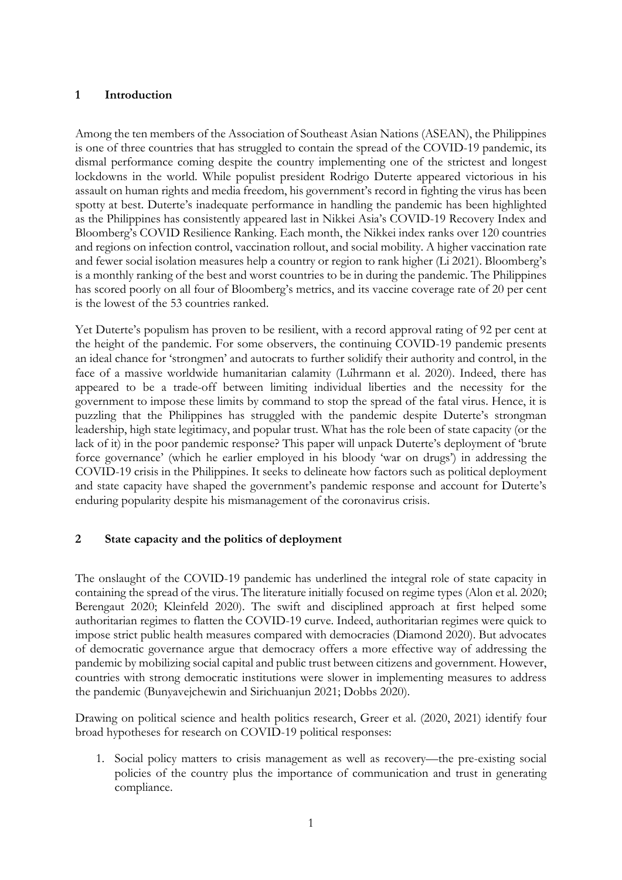## 1 Introduction

Among the ten members of the Association of Southeast Asian Nations (ASEAN), the Philippines is one of three countries that has struggled to contain the spread of the COVID-19 pandemic, its dismal performance coming despite the country implementing one of the strictest and longest lockdowns in the world. While populist president Rodrigo Duterte appeared victorious in his assault on human rights and media freedom, his government's record in fighting the virus has been spotty at best. Duterte's inadequate performance in handling the pandemic has been highlighted as the Philippines has consistently appeared last in Nikkei Asia's COVID-19 Recovery Index and Bloomberg's COVID Resilience Ranking. Each month, the Nikkei index ranks over 120 countries and regions on infection control, vaccination rollout, and social mobility. A higher vaccination rate and fewer social isolation measures help a country or region to rank higher (Li 2021). Bloomberg's is a monthly ranking of the best and worst countries to be in during the pandemic. The Philippines has scored poorly on all four of Bloomberg's metrics, and its vaccine coverage rate of 20 per cent is the lowest of the 53 countries ranked.

Yet Duterte's populism has proven to be resilient, with a record approval rating of 92 per cent at the height of the pandemic. For some observers, the continuing COVID-19 pandemic presents an ideal chance for 'strongmen' and autocrats to further solidify their authority and control, in the face of a massive worldwide humanitarian calamity (Lührmann et al. 2020). Indeed, there has appeared to be a trade-off between limiting individual liberties and the necessity for the government to impose these limits by command to stop the spread of the fatal virus. Hence, it is puzzling that the Philippines has struggled with the pandemic despite Duterte's strongman leadership, high state legitimacy, and popular trust. What has the role been of state capacity (or the lack of it) in the poor pandemic response? This paper will unpack Duterte's deployment of 'brute force governance' (which he earlier employed in his bloody 'war on drugs') in addressing the COVID-19 crisis in the Philippines. It seeks to delineate how factors such as political deployment and state capacity have shaped the government's pandemic response and account for Duterte's enduring popularity despite his mismanagement of the coronavirus crisis.

## 2 State capacity and the politics of deployment

The onslaught of the COVID-19 pandemic has underlined the integral role of state capacity in containing the spread of the virus. The literature initially focused on regime types (Alon et al. 2020; Berengaut 2020; Kleinfeld 2020). The swift and disciplined approach at first helped some authoritarian regimes to flatten the COVID-19 curve. Indeed, authoritarian regimes were quick to impose strict public health measures compared with democracies (Diamond 2020). But advocates of democratic governance argue that democracy offers a more effective way of addressing the pandemic by mobilizing social capital and public trust between citizens and government. However, countries with strong democratic institutions were slower in implementing measures to address the pandemic (Bunyavejchewin and Sirichuanjun 2021; Dobbs 2020).

Drawing on political science and health politics research, Greer et al. (2020, 2021) identify four broad hypotheses for research on COVID-19 political responses:

1. Social policy matters to crisis management as well as recovery—the pre-existing social policies of the country plus the importance of communication and trust in generating compliance.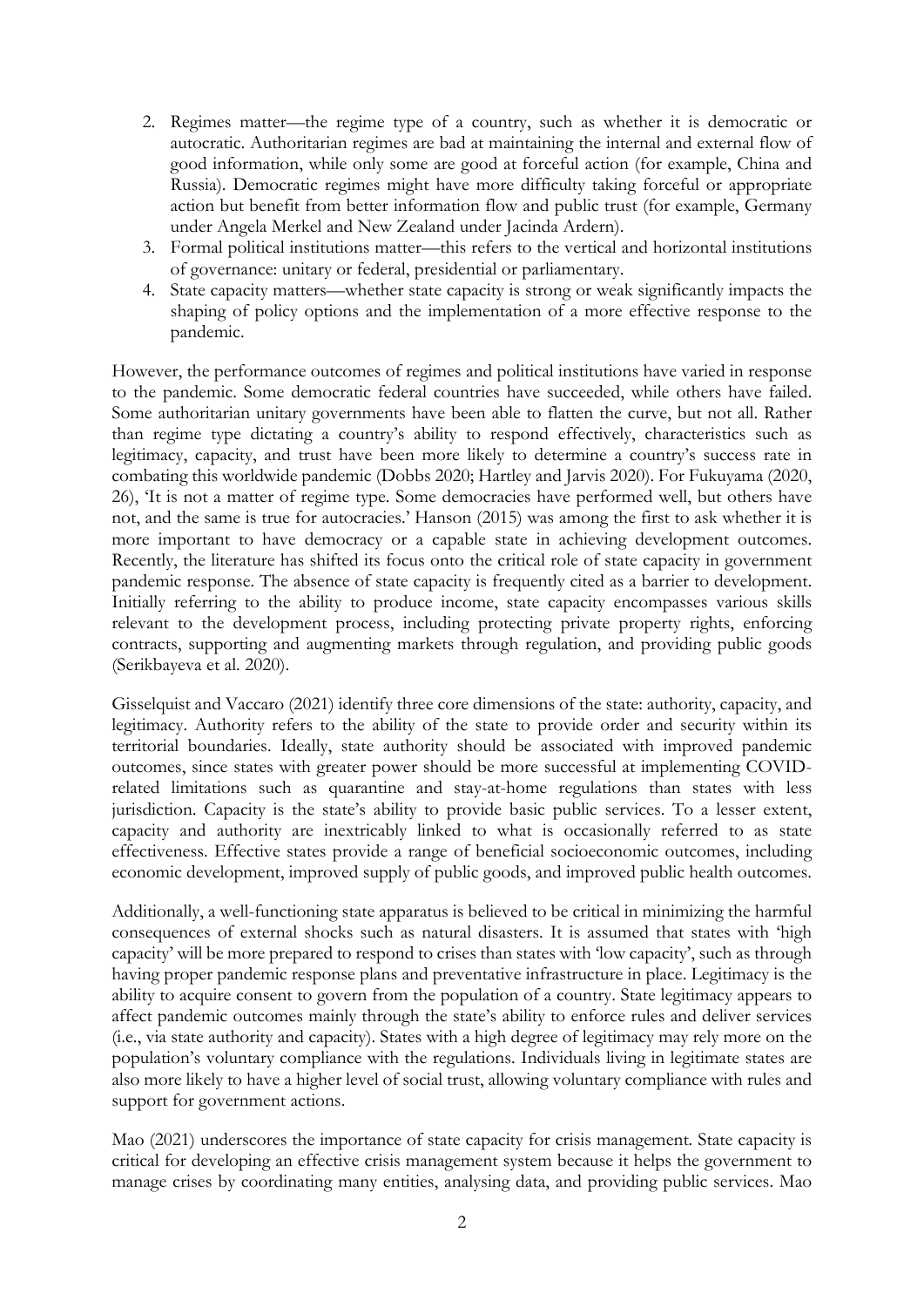2. Regimes matter—the regime type of a country, such as whether it is democratic or autocratic. Authoritarian regimes are bad at maintaining the internal and external flow of good information, while only some are good at forceful action (for example, China and Russia). Democratic regimes might have more difficulty taking forceful or appropriate action but benefit from better information flow and public trust (for example, Germany under Angela Merkel and New Zealand under Jacinda Ardern).
3. Formal political institutions matter—this refers to the vertical and horizontal institutions of governance: unitary or federal, presidential or parliamentary.
4. State capacity matters—whether state capacity is strong or weak significantly impacts the shaping of policy options and the implementation of a more effective response to the pandemic.

However, the performance outcomes of regimes and political institutions have varied in response to the pandemic. Some democratic federal countries have succeeded, while others have failed. Some authoritarian unitary governments have been able to flatten the curve, but not all. Rather than regime type dictating a country's ability to respond effectively, characteristics such as legitimacy, capacity, and trust have been more likely to determine a country's success rate in combating this worldwide pandemic (Dobbs 2020; Hartley and Jarvis 2020). For Fukuyama (2020, 26), 'It is not a matter of regime type. Some democracies have performed well, but others have not, and the same is true for autocracies.' Hanson (2015) was among the first to ask whether it is more important to have democracy or a capable state in achieving development outcomes. Recently, the literature has shifted its focus onto the critical role of state capacity in government pandemic response. The absence of state capacity is frequently cited as a barrier to development. Initially referring to the ability to produce income, state capacity encompasses various skills relevant to the development process, including protecting private property rights, enforcing contracts, supporting and augmenting markets through regulation, and providing public goods (Serikbayeva et al. 2020).

Gisselquist and Vaccaro (2021) identify three core dimensions of the state: authority, capacity, and legitimacy. Authority refers to the ability of the state to provide order and security within its territorial boundaries. Ideally, state authority should be associated with improved pandemic outcomes, since states with greater power should be more successful at implementing COVID-related limitations such as quarantine and stay-at-home regulations than states with less jurisdiction. Capacity is the state's ability to provide basic public services. To a lesser extent, capacity and authority are inextricably linked to what is occasionally referred to as state effectiveness. Effective states provide a range of beneficial socioeconomic outcomes, including economic development, improved supply of public goods, and improved public health outcomes.

Additionally, a well-functioning state apparatus is believed to be critical in minimizing the harmful consequences of external shocks such as natural disasters. It is assumed that states with 'high capacity' will be more prepared to respond to crises than states with 'low capacity', such as through having proper pandemic response plans and preventative infrastructure in place. Legitimacy is the ability to acquire consent to govern from the population of a country. State legitimacy appears to affect pandemic outcomes mainly through the state's ability to enforce rules and deliver services (i.e., via state authority and capacity). States with a high degree of legitimacy may rely more on the population's voluntary compliance with the regulations. Individuals living in legitimate states are also more likely to have a higher level of social trust, allowing voluntary compliance with rules and support for government actions.

Mao (2021) underscores the importance of state capacity for crisis management. State capacity is critical for developing an effective crisis management system because it helps the government to manage crises by coordinating many entities, analysing data, and providing public services. Mao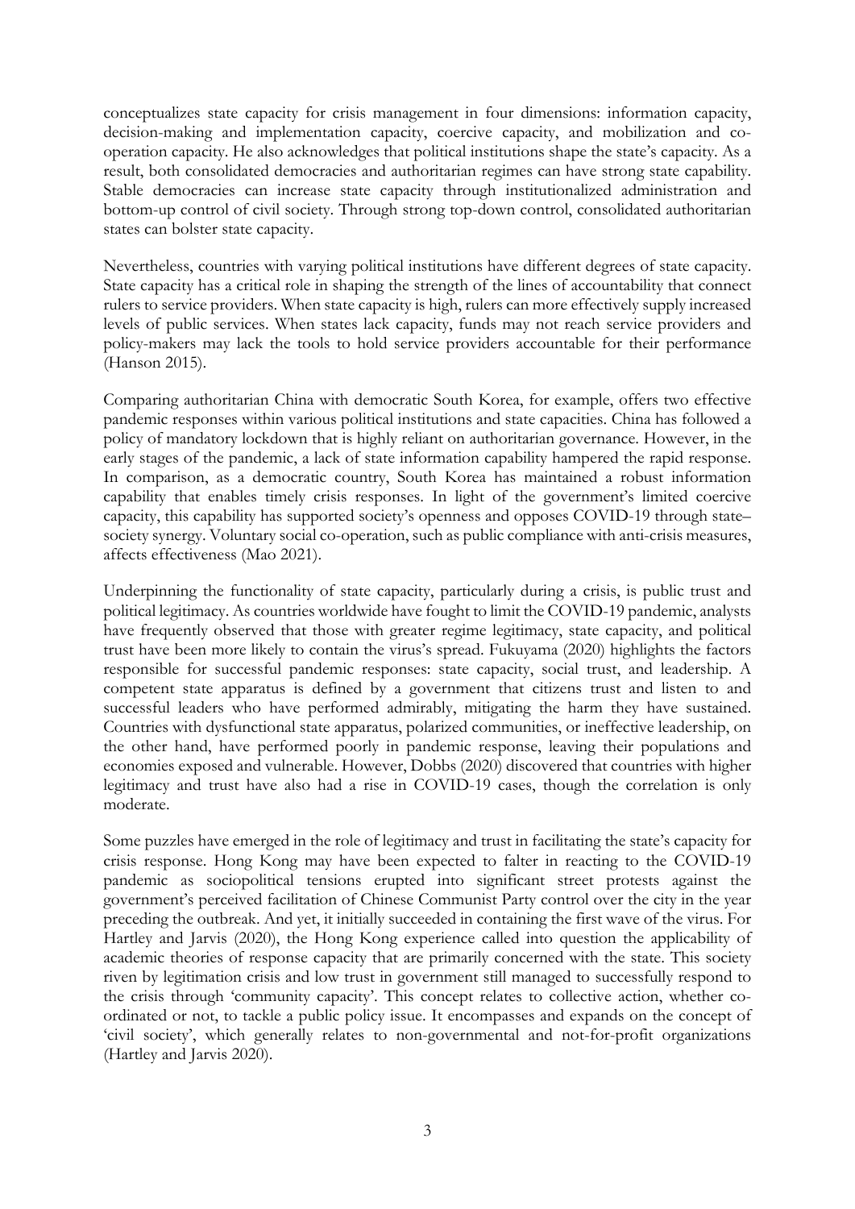conceptualizes state capacity for crisis management in four dimensions: information capacity, decision-making and implementation capacity, coercive capacity, and mobilization and co-operation capacity. He also acknowledges that political institutions shape the state's capacity. As a result, both consolidated democracies and authoritarian regimes can have strong state capability. Stable democracies can increase state capacity through institutionalized administration and bottom-up control of civil society. Through strong top-down control, consolidated authoritarian states can bolster state capacity.

Nevertheless, countries with varying political institutions have different degrees of state capacity. State capacity has a critical role in shaping the strength of the lines of accountability that connect rulers to service providers. When state capacity is high, rulers can more effectively supply increased levels of public services. When states lack capacity, funds may not reach service providers and policy-makers may lack the tools to hold service providers accountable for their performance (Hanson 2015).

Comparing authoritarian China with democratic South Korea, for example, offers two effective pandemic responses within various political institutions and state capacities. China has followed a policy of mandatory lockdown that is highly reliant on authoritarian governance. However, in the early stages of the pandemic, a lack of state information capability hampered the rapid response. In comparison, as a democratic country, South Korea has maintained a robust information capability that enables timely crisis responses. In light of the government's limited coercive capacity, this capability has supported society's openness and opposes COVID-19 through state–society synergy. Voluntary social co-operation, such as public compliance with anti-crisis measures, affects effectiveness (Mao 2021).

Underpinning the functionality of state capacity, particularly during a crisis, is public trust and political legitimacy. As countries worldwide have fought to limit the COVID-19 pandemic, analysts have frequently observed that those with greater regime legitimacy, state capacity, and political trust have been more likely to contain the virus's spread. Fukuyama (2020) highlights the factors responsible for successful pandemic responses: state capacity, social trust, and leadership. A competent state apparatus is defined by a government that citizens trust and listen to and successful leaders who have performed admirably, mitigating the harm they have sustained. Countries with dysfunctional state apparatus, polarized communities, or ineffective leadership, on the other hand, have performed poorly in pandemic response, leaving their populations and economies exposed and vulnerable. However, Dobbs (2020) discovered that countries with higher legitimacy and trust have also had a rise in COVID-19 cases, though the correlation is only moderate.

Some puzzles have emerged in the role of legitimacy and trust in facilitating the state's capacity for crisis response. Hong Kong may have been expected to falter in reacting to the COVID-19 pandemic as sociopolitical tensions erupted into significant street protests against the government's perceived facilitation of Chinese Communist Party control over the city in the year preceding the outbreak. And yet, it initially succeeded in containing the first wave of the virus. For Hartley and Jarvis (2020), the Hong Kong experience called into question the applicability of academic theories of response capacity that are primarily concerned with the state. This society riven by legitimation crisis and low trust in government still managed to successfully respond to the crisis through 'community capacity'. This concept relates to collective action, whether co-ordinated or not, to tackle a public policy issue. It encompasses and expands on the concept of 'civil society', which generally relates to non-governmental and not-for-profit organizations (Hartley and Jarvis 2020).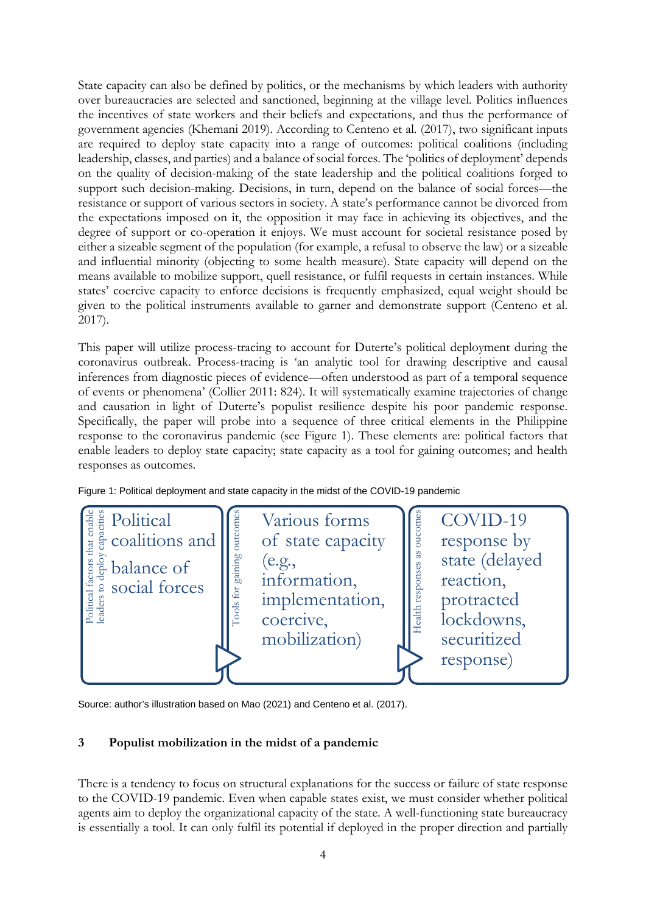State capacity can also be defined by politics, or the mechanisms by which leaders with authority over bureaucracies are selected and sanctioned, beginning at the village level. Politics influences the incentives of state workers and their beliefs and expectations, and thus the performance of government agencies (Khemani 2019). According to Centeno et al. (2017), two significant inputs are required to deploy state capacity into a range of outcomes: political coalitions (including leadership, classes, and parties) and a balance of social forces. The 'politics of deployment' depends on the quality of decision-making of the state leadership and the political coalitions forged to support such decision-making. Decisions, in turn, depend on the balance of social forces—the resistance or support of various sectors in society. A state's performance cannot be divorced from the expectations imposed on it, the opposition it may face in achieving its objectives, and the degree of support or co-operation it enjoys. We must account for societal resistance posed by either a sizeable segment of the population (for example, a refusal to observe the law) or a sizeable and influential minority (objecting to some health measure). State capacity will depend on the means available to mobilize support, quell resistance, or fulfil requests in certain instances. While states' coercive capacity to enforce decisions is frequently emphasized, equal weight should be given to the political instruments available to garner and demonstrate support (Centeno et al. 2017).

This paper will utilize process-tracing to account for Duterte's political deployment during the coronavirus outbreak. Process-tracing is 'an analytic tool for drawing descriptive and causal inferences from diagnostic pieces of evidence—often understood as part of a temporal sequence of events or phenomena' (Collier 2011: 824). It will systematically examine trajectories of change and causation in light of Duterte's populist resilience despite his poor pandemic response. Specifically, the paper will probe into a sequence of three critical elements in the Philippine response to the coronavirus pandemic (see Figure 1). These elements are: political factors that enable leaders to deploy state capacity; state capacity as a tool for gaining outcomes; and health responses as outcomes.

Figure 1: Political deployment and state capacity in the midst of the COVID-19 pandemic

| Political factors that enable leaders to deploy capacities | Tools for gaining outcomes | Health responses as oucomes |
|---|---|---|
| Political coalitions and balance of social forces | Various forms of state capacity (e.g., information, implementation, coercive, mobilization) | COVID-19 response by state (delayed reaction, protracted lockdowns, securitized response) |

Source: author's illustration based on Mao (2021) and Centeno et al. (2017).

## 3 Populist mobilization in the midst of a pandemic

There is a tendency to focus on structural explanations for the success or failure of state response to the COVID-19 pandemic. Even when capable states exist, we must consider whether political agents aim to deploy the organizational capacity of the state. A well-functioning state bureaucracy is essentially a tool. It can only fulfil its potential if deployed in the proper direction and partially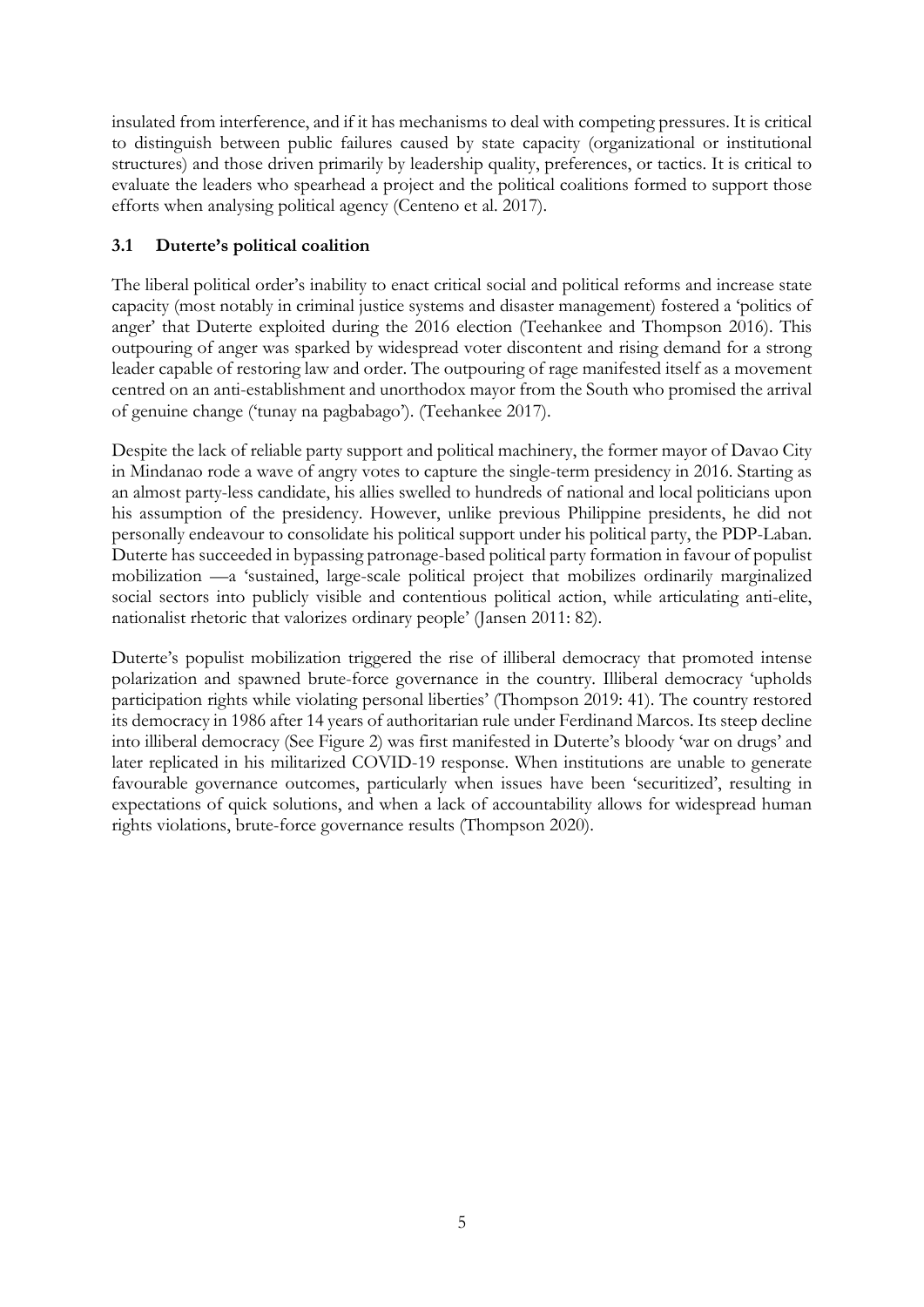insulated from interference, and if it has mechanisms to deal with competing pressures. It is critical to distinguish between public failures caused by state capacity (organizational or institutional structures) and those driven primarily by leadership quality, preferences, or tactics. It is critical to evaluate the leaders who spearhead a project and the political coalitions formed to support those efforts when analysing political agency (Centeno et al. 2017).

### 3.1 Duterte's political coalition

The liberal political order's inability to enact critical social and political reforms and increase state capacity (most notably in criminal justice systems and disaster management) fostered a 'politics of anger' that Duterte exploited during the 2016 election (Teehankee and Thompson 2016). This outpouring of anger was sparked by widespread voter discontent and rising demand for a strong leader capable of restoring law and order. The outpouring of rage manifested itself as a movement centred on an anti-establishment and unorthodox mayor from the South who promised the arrival of genuine change ('tunay na pagbabago'). (Teehankee 2017).

Despite the lack of reliable party support and political machinery, the former mayor of Davao City in Mindanao rode a wave of angry votes to capture the single-term presidency in 2016. Starting as an almost party-less candidate, his allies swelled to hundreds of national and local politicians upon his assumption of the presidency. However, unlike previous Philippine presidents, he did not personally endeavour to consolidate his political support under his political party, the PDP-Laban. Duterte has succeeded in bypassing patronage-based political party formation in favour of populist mobilization —a 'sustained, large-scale political project that mobilizes ordinarily marginalized social sectors into publicly visible and contentious political action, while articulating anti-elite, nationalist rhetoric that valorizes ordinary people' (Jansen 2011: 82).

Duterte's populist mobilization triggered the rise of illiberal democracy that promoted intense polarization and spawned brute-force governance in the country. Illiberal democracy 'upholds participation rights while violating personal liberties' (Thompson 2019: 41). The country restored its democracy in 1986 after 14 years of authoritarian rule under Ferdinand Marcos. Its steep decline into illiberal democracy (See Figure 2) was first manifested in Duterte's bloody 'war on drugs' and later replicated in his militarized COVID-19 response. When institutions are unable to generate favourable governance outcomes, particularly when issues have been 'securitized', resulting in expectations of quick solutions, and when a lack of accountability allows for widespread human rights violations, brute-force governance results (Thompson 2020).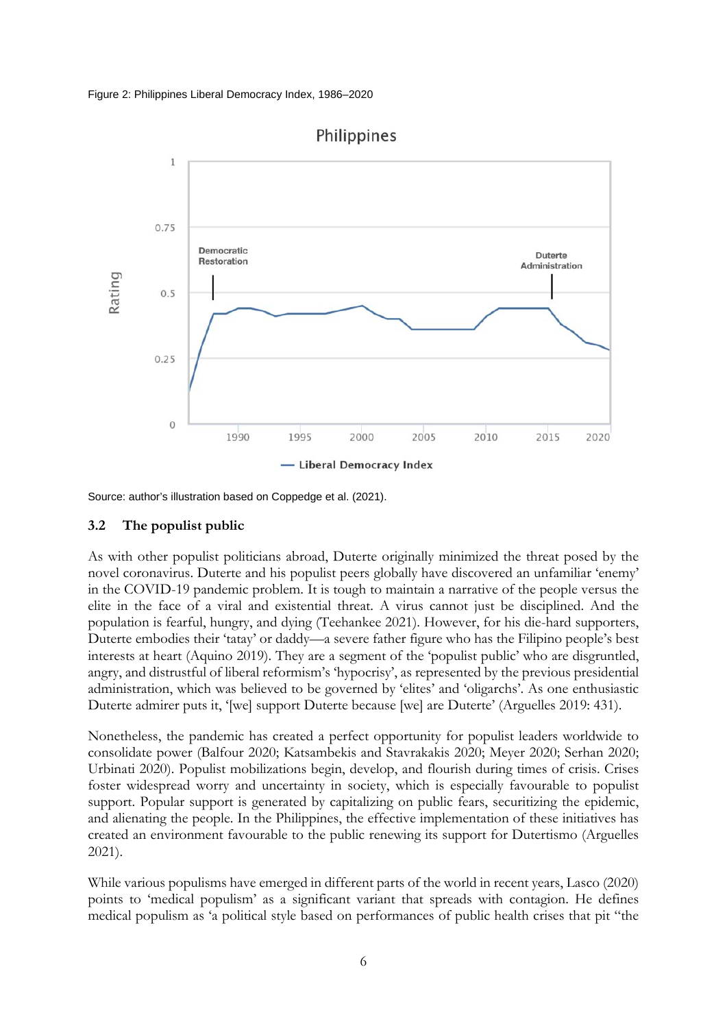Figure 2: Philippines Liberal Democracy Index, 1986–2020

Source: author's illustration based on Coppedge et al. (2021).

### 3.2 The populist public

As with other populist politicians abroad, Duterte originally minimized the threat posed by the novel coronavirus. Duterte and his populist peers globally have discovered an unfamiliar 'enemy' in the COVID-19 pandemic problem. It is tough to maintain a narrative of the people versus the elite in the face of a viral and existential threat. A virus cannot just be disciplined. And the population is fearful, hungry, and dying (Teehankee 2021). However, for his die-hard supporters, Duterte embodies their 'tatay' or daddy—a severe father figure who has the Filipino people's best interests at heart (Aquino 2019). They are a segment of the 'populist public' who are disgruntled, angry, and distrustful of liberal reformism's 'hypocrisy', as represented by the previous presidential administration, which was believed to be governed by 'elites' and 'oligarchs'. As one enthusiastic Duterte admirer puts it, '[we] support Duterte because [we] are Duterte' (Arguelles 2019: 431).

Nonetheless, the pandemic has created a perfect opportunity for populist leaders worldwide to consolidate power (Balfour 2020; Katsambekis and Stavrakakis 2020; Meyer 2020; Serhan 2020; Urbinati 2020). Populist mobilizations begin, develop, and flourish during times of crisis. Crises foster widespread worry and uncertainty in society, which is especially favourable to populist support. Popular support is generated by capitalizing on public fears, securitizing the epidemic, and alienating the people. In the Philippines, the effective implementation of these initiatives has created an environment favourable to the public renewing its support for Dutertismo (Arguelles 2021).

While various populisms have emerged in different parts of the world in recent years, Lasco (2020) points to 'medical populism' as a significant variant that spreads with contagion. He defines medical populism as 'a political style based on performances of public health crises that pit "the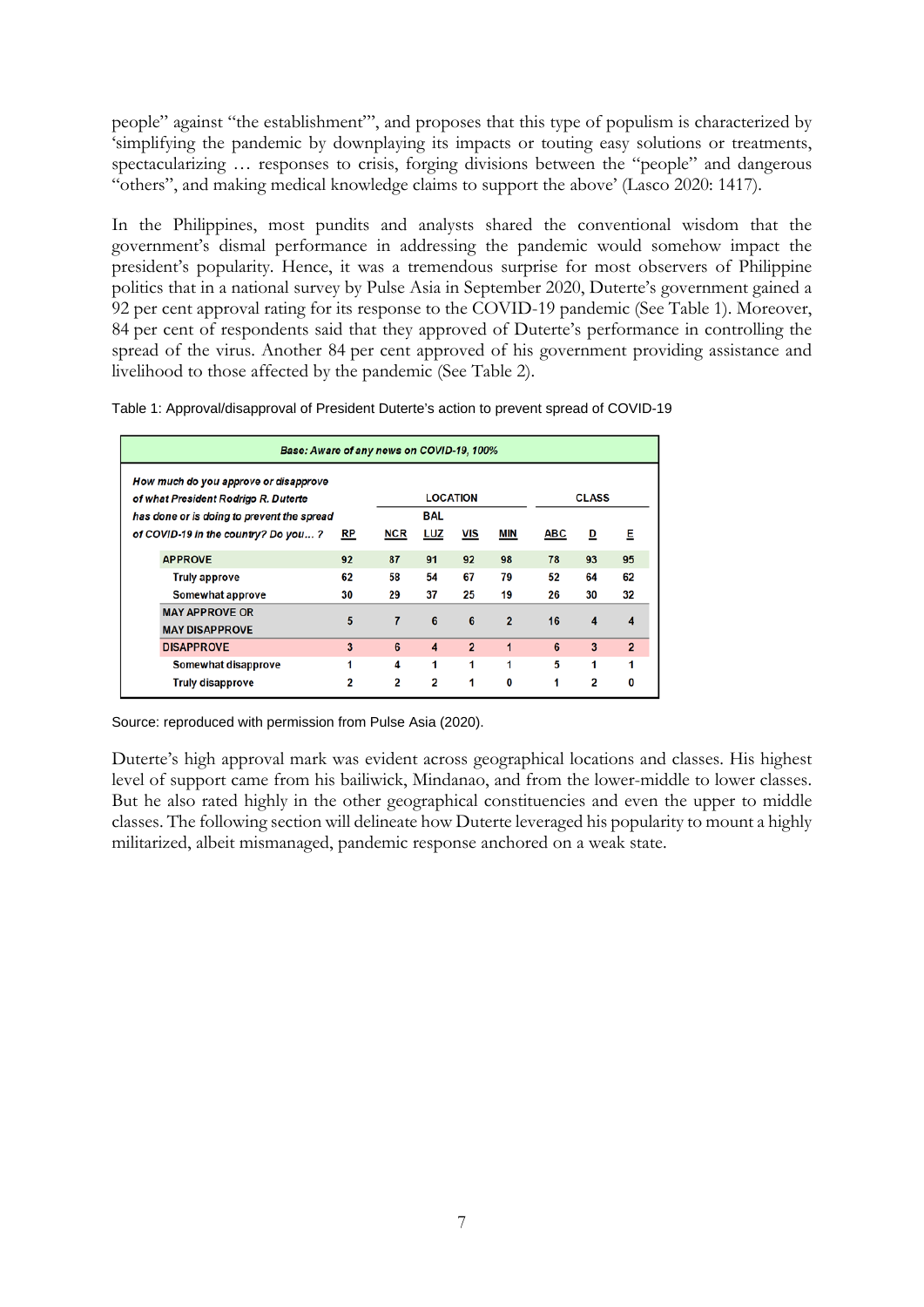people" against "the establishment"', and proposes that this type of populism is characterized by 'simplifying the pandemic by downplaying its impacts or touting easy solutions or treatments, spectacularizing … responses to crisis, forging divisions between the "people" and dangerous "others", and making medical knowledge claims to support the above' (Lasco 2020: 1417).

In the Philippines, most pundits and analysts shared the conventional wisdom that the government's dismal performance in addressing the pandemic would somehow impact the president's popularity. Hence, it was a tremendous surprise for most observers of Philippine politics that in a national survey by Pulse Asia in September 2020, Duterte's government gained a 92 per cent approval rating for its response to the COVID-19 pandemic (See Table 1). Moreover, 84 per cent of respondents said that they approved of Duterte's performance in controlling the spread of the virus. Another 84 per cent approved of his government providing assistance and livelihood to those affected by the pandemic (See Table 2).

Table 1: Approval/disapproval of President Duterte's action to prevent spread of COVID-19

| *Base: Aware of any news on COVID-19, 100%* | | | | | | | | |
|---|---|---|---|---|---|---|---|---|
| *How much do you approve or disapprove of what President Rodrigo R. Duterte has done or is doing to prevent the spread of COVID-19 in the country? Do you... ?* | RP | LOCATION | | | | CLASS | | |
| | | NCR | BAL LUZ | VIS | MIN | ABC | D | E |
| **APPROVE** | 92 | 87 | 91 | 92 | 98 | 78 | 93 | 95 |
| Truly approve | 62 | 58 | 54 | 67 | 79 | 52 | 64 | 62 |
| Somewhat approve | 30 | 29 | 37 | 25 | 19 | 26 | 30 | 32 |
| **MAY APPROVE OR MAY DISAPPROVE** | 5 | 7 | 6 | 6 | 2 | 16 | 4 | 4 |
| **DISAPPROVE** | 3 | 6 | 4 | 2 | 1 | 6 | 3 | 2 |
| Somewhat disapprove | 1 | 4 | 1 | 1 | 1 | 5 | 1 | 1 |
| Truly disapprove | 2 | 2 | 2 | 1 | 0 | 1 | 2 | 0 |

Source: reproduced with permission from Pulse Asia (2020).

Duterte's high approval mark was evident across geographical locations and classes. His highest level of support came from his bailiwick, Mindanao, and from the lower-middle to lower classes. But he also rated highly in the other geographical constituencies and even the upper to middle classes. The following section will delineate how Duterte leveraged his popularity to mount a highly militarized, albeit mismanaged, pandemic response anchored on a weak state.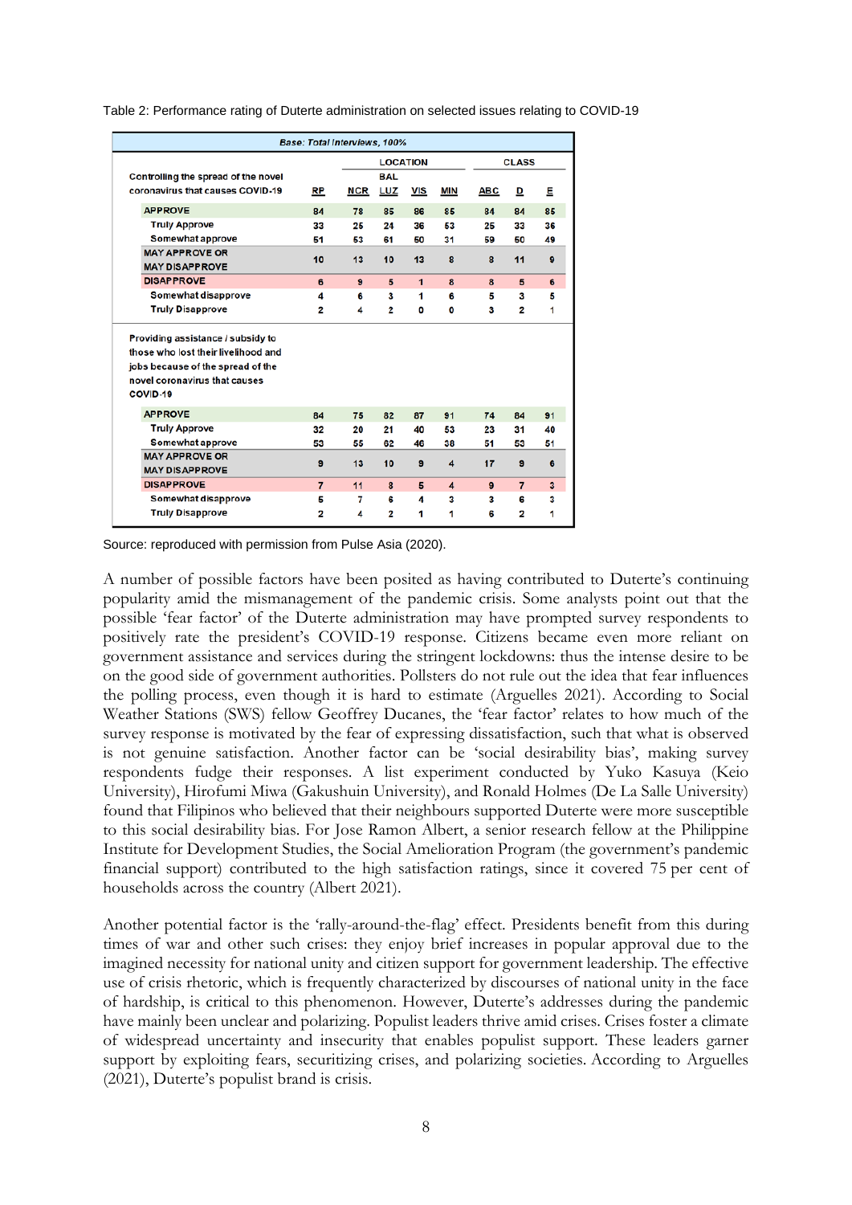Table 2: Performance rating of Duterte administration on selected issues relating to COVID-19

| *Base: Total Interviews, 100%* | | | | | | | | |
|---|---|---|---|---|---|---|---|---|
| | | LOCATION | | | | CLASS | | |
| Controlling the spread of the novel coronavirus that causes COVID-19 | RP | NCR | BAL LUZ | VIS | MIN | ABC | D | E |
| APPROVE | 84 | 78 | 85 | 86 | 85 | 84 | 84 | 85 |
| Truly Approve | 33 | 25 | 24 | 36 | 53 | 25 | 33 | 36 |
| Somewhat approve | 51 | 53 | 61 | 50 | 31 | 59 | 50 | 49 |
| MAY APPROVE OR MAY DISAPPROVE | 10 | 13 | 10 | 13 | 8 | 8 | 11 | 9 |
| DISAPPROVE | 6 | 9 | 5 | 1 | 8 | 8 | 5 | 6 |
| Somewhat disapprove | 4 | 6 | 3 | 1 | 6 | 5 | 3 | 5 |
| Truly Disapprove | 2 | 4 | 2 | 0 | 0 | 3 | 2 | 1 |
| Providing assistance / subsidy to those who lost their livelihood and jobs because of the spread of the novel coronavirus that causes COVID-19 | | | | | | | | |
| APPROVE | 84 | 75 | 82 | 87 | 91 | 74 | 84 | 91 |
| Truly Approve | 32 | 20 | 21 | 40 | 53 | 23 | 31 | 40 |
| Somewhat approve | 53 | 55 | 62 | 46 | 38 | 51 | 53 | 51 |
| MAY APPROVE OR MAY DISAPPROVE | 9 | 13 | 10 | 9 | 4 | 17 | 9 | 6 |
| DISAPPROVE | 7 | 11 | 8 | 5 | 4 | 9 | 7 | 3 |
| Somewhat disapprove | 5 | 7 | 6 | 4 | 3 | 3 | 6 | 3 |
| Truly Disapprove | 2 | 4 | 2 | 1 | 1 | 6 | 2 | 1 |

Source: reproduced with permission from Pulse Asia (2020).

A number of possible factors have been posited as having contributed to Duterte's continuing popularity amid the mismanagement of the pandemic crisis. Some analysts point out that the possible 'fear factor' of the Duterte administration may have prompted survey respondents to positively rate the president's COVID-19 response. Citizens became even more reliant on government assistance and services during the stringent lockdowns: thus the intense desire to be on the good side of government authorities. Pollsters do not rule out the idea that fear influences the polling process, even though it is hard to estimate (Arguelles 2021). According to Social Weather Stations (SWS) fellow Geoffrey Ducanes, the 'fear factor' relates to how much of the survey response is motivated by the fear of expressing dissatisfaction, such that what is observed is not genuine satisfaction. Another factor can be 'social desirability bias', making survey respondents fudge their responses. A list experiment conducted by Yuko Kasuya (Keio University), Hirofumi Miwa (Gakushuin University), and Ronald Holmes (De La Salle University) found that Filipinos who believed that their neighbours supported Duterte were more susceptible to this social desirability bias. For Jose Ramon Albert, a senior research fellow at the Philippine Institute for Development Studies, the Social Amelioration Program (the government's pandemic financial support) contributed to the high satisfaction ratings, since it covered 75 per cent of households across the country (Albert 2021).

Another potential factor is the 'rally-around-the-flag' effect. Presidents benefit from this during times of war and other such crises: they enjoy brief increases in popular approval due to the imagined necessity for national unity and citizen support for government leadership. The effective use of crisis rhetoric, which is frequently characterized by discourses of national unity in the face of hardship, is critical to this phenomenon. However, Duterte's addresses during the pandemic have mainly been unclear and polarizing. Populist leaders thrive amid crises. Crises foster a climate of widespread uncertainty and insecurity that enables populist support. These leaders garner support by exploiting fears, securitizing crises, and polarizing societies. According to Arguelles (2021), Duterte's populist brand is crisis.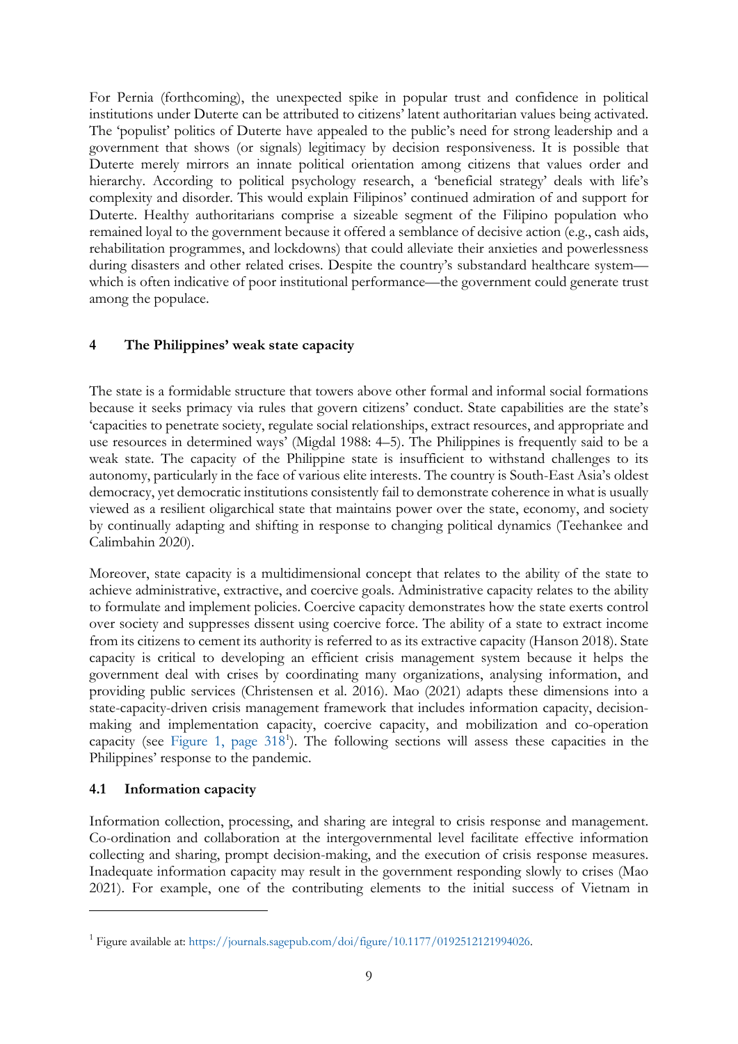For Pernia (forthcoming), the unexpected spike in popular trust and confidence in political institutions under Duterte can be attributed to citizens' latent authoritarian values being activated. The 'populist' politics of Duterte have appealed to the public's need for strong leadership and a government that shows (or signals) legitimacy by decision responsiveness. It is possible that Duterte merely mirrors an innate political orientation among citizens that values order and hierarchy. According to political psychology research, a 'beneficial strategy' deals with life's complexity and disorder. This would explain Filipinos' continued admiration of and support for Duterte. Healthy authoritarians comprise a sizeable segment of the Filipino population who remained loyal to the government because it offered a semblance of decisive action (e.g., cash aids, rehabilitation programmes, and lockdowns) that could alleviate their anxieties and powerlessness during disasters and other related crises. Despite the country's substandard healthcare system—which is often indicative of poor institutional performance—the government could generate trust among the populace.

## 4 The Philippines' weak state capacity

The state is a formidable structure that towers above other formal and informal social formations because it seeks primacy via rules that govern citizens' conduct. State capabilities are the state's 'capacities to penetrate society, regulate social relationships, extract resources, and appropriate and use resources in determined ways' (Migdal 1988: 4–5). The Philippines is frequently said to be a weak state. The capacity of the Philippine state is insufficient to withstand challenges to its autonomy, particularly in the face of various elite interests. The country is South-East Asia's oldest democracy, yet democratic institutions consistently fail to demonstrate coherence in what is usually viewed as a resilient oligarchical state that maintains power over the state, economy, and society by continually adapting and shifting in response to changing political dynamics (Teehankee and Calimbahin 2020).

Moreover, state capacity is a multidimensional concept that relates to the ability of the state to achieve administrative, extractive, and coercive goals. Administrative capacity relates to the ability to formulate and implement policies. Coercive capacity demonstrates how the state exerts control over society and suppresses dissent using coercive force. The ability of a state to extract income from its citizens to cement its authority is referred to as its extractive capacity (Hanson 2018). State capacity is critical to developing an efficient crisis management system because it helps the government deal with crises by coordinating many organizations, analysing information, and providing public services (Christensen et al. 2016). Mao (2021) adapts these dimensions into a state-capacity-driven crisis management framework that includes information capacity, decision-making and implementation capacity, coercive capacity, and mobilization and co-operation capacity (see Figure 1, page 318[1]). The following sections will assess these capacities in the Philippines' response to the pandemic.

### 4.1 Information capacity

Information collection, processing, and sharing are integral to crisis response and management. Co-ordination and collaboration at the intergovernmental level facilitate effective information collecting and sharing, prompt decision-making, and the execution of crisis response measures. Inadequate information capacity may result in the government responding slowly to crises (Mao 2021). For example, one of the contributing elements to the initial success of Vietnam in

[1] Figure available at: https://journals.sagepub.com/doi/figure/10.1177/0192512121994026.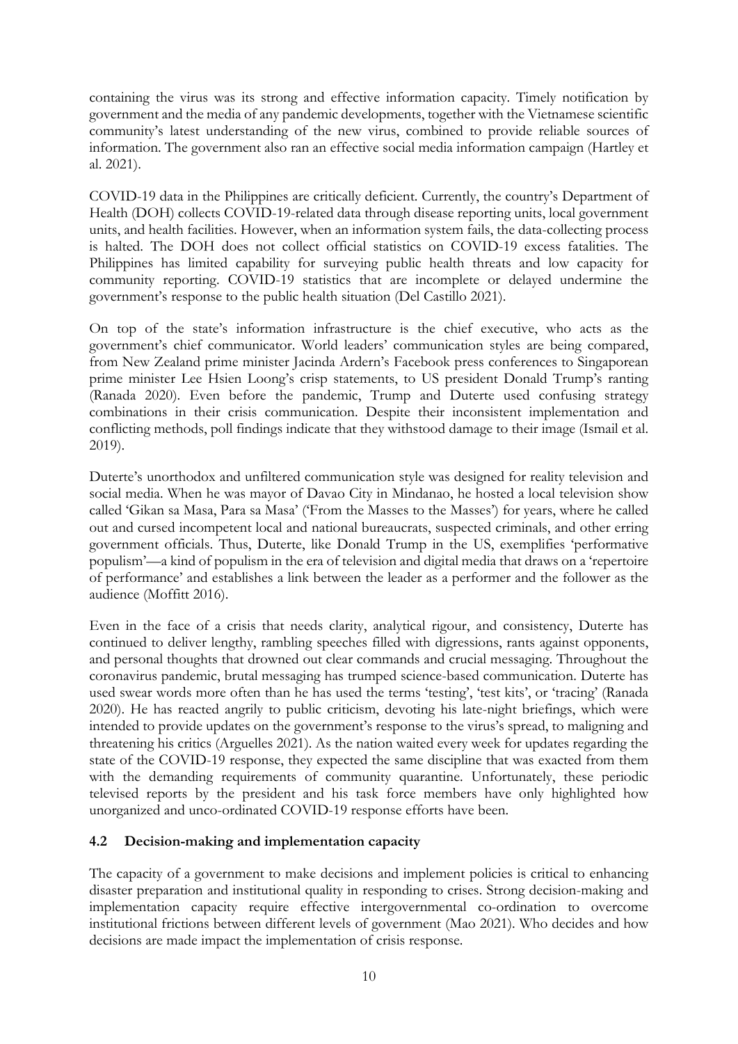containing the virus was its strong and effective information capacity. Timely notification by government and the media of any pandemic developments, together with the Vietnamese scientific community's latest understanding of the new virus, combined to provide reliable sources of information. The government also ran an effective social media information campaign (Hartley et al. 2021).

COVID-19 data in the Philippines are critically deficient. Currently, the country's Department of Health (DOH) collects COVID-19-related data through disease reporting units, local government units, and health facilities. However, when an information system fails, the data-collecting process is halted. The DOH does not collect official statistics on COVID-19 excess fatalities. The Philippines has limited capability for surveying public health threats and low capacity for community reporting. COVID-19 statistics that are incomplete or delayed undermine the government's response to the public health situation (Del Castillo 2021).

On top of the state's information infrastructure is the chief executive, who acts as the government's chief communicator. World leaders' communication styles are being compared, from New Zealand prime minister Jacinda Ardern's Facebook press conferences to Singaporean prime minister Lee Hsien Loong's crisp statements, to US president Donald Trump's ranting (Ranada 2020). Even before the pandemic, Trump and Duterte used confusing strategy combinations in their crisis communication. Despite their inconsistent implementation and conflicting methods, poll findings indicate that they withstood damage to their image (Ismail et al. 2019).

Duterte's unorthodox and unfiltered communication style was designed for reality television and social media. When he was mayor of Davao City in Mindanao, he hosted a local television show called 'Gikan sa Masa, Para sa Masa' ('From the Masses to the Masses') for years, where he called out and cursed incompetent local and national bureaucrats, suspected criminals, and other erring government officials. Thus, Duterte, like Donald Trump in the US, exemplifies 'performative populism'—a kind of populism in the era of television and digital media that draws on a 'repertoire of performance' and establishes a link between the leader as a performer and the follower as the audience (Moffitt 2016).

Even in the face of a crisis that needs clarity, analytical rigour, and consistency, Duterte has continued to deliver lengthy, rambling speeches filled with digressions, rants against opponents, and personal thoughts that drowned out clear commands and crucial messaging. Throughout the coronavirus pandemic, brutal messaging has trumped science-based communication. Duterte has used swear words more often than he has used the terms 'testing', 'test kits', or 'tracing' (Ranada 2020). He has reacted angrily to public criticism, devoting his late-night briefings, which were intended to provide updates on the government's response to the virus's spread, to maligning and threatening his critics (Arguelles 2021). As the nation waited every week for updates regarding the state of the COVID-19 response, they expected the same discipline that was exacted from them with the demanding requirements of community quarantine. Unfortunately, these periodic televised reports by the president and his task force members have only highlighted how unorganized and unco-ordinated COVID-19 response efforts have been.

### 4.2 Decision-making and implementation capacity

The capacity of a government to make decisions and implement policies is critical to enhancing disaster preparation and institutional quality in responding to crises. Strong decision-making and implementation capacity require effective intergovernmental co-ordination to overcome institutional frictions between different levels of government (Mao 2021). Who decides and how decisions are made impact the implementation of crisis response.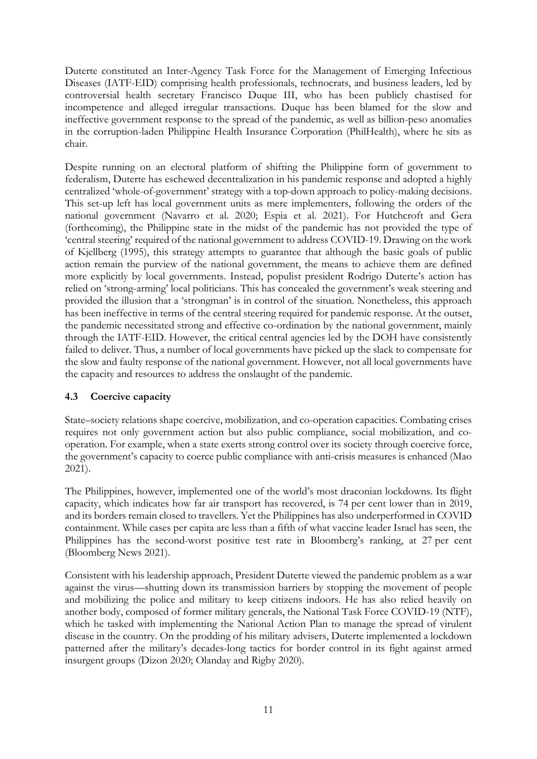Duterte constituted an Inter-Agency Task Force for the Management of Emerging Infectious Diseases (IATF-EID) comprising health professionals, technocrats, and business leaders, led by controversial health secretary Francisco Duque III, who has been publicly chastised for incompetence and alleged irregular transactions. Duque has been blamed for the slow and ineffective government response to the spread of the pandemic, as well as billion-peso anomalies in the corruption-laden Philippine Health Insurance Corporation (PhilHealth), where he sits as chair.

Despite running on an electoral platform of shifting the Philippine form of government to federalism, Duterte has eschewed decentralization in his pandemic response and adopted a highly centralized 'whole-of-government' strategy with a top-down approach to policy-making decisions. This set-up left has local government units as mere implementers, following the orders of the national government (Navarro et al. 2020; Espia et al. 2021). For Hutchcroft and Gera (forthcoming), the Philippine state in the midst of the pandemic has not provided the type of 'central steering' required of the national government to address COVID-19. Drawing on the work of Kjellberg (1995), this strategy attempts to guarantee that although the basic goals of public action remain the purview of the national government, the means to achieve them are defined more explicitly by local governments. Instead, populist president Rodrigo Duterte's action has relied on 'strong-arming' local politicians. This has concealed the government's weak steering and provided the illusion that a 'strongman' is in control of the situation. Nonetheless, this approach has been ineffective in terms of the central steering required for pandemic response. At the outset, the pandemic necessitated strong and effective co-ordination by the national government, mainly through the IATF-EID. However, the critical central agencies led by the DOH have consistently failed to deliver. Thus, a number of local governments have picked up the slack to compensate for the slow and faulty response of the national government. However, not all local governments have the capacity and resources to address the onslaught of the pandemic.

### 4.3 Coercive capacity

State–society relations shape coercive, mobilization, and co-operation capacities. Combating crises requires not only government action but also public compliance, social mobilization, and co-operation. For example, when a state exerts strong control over its society through coercive force, the government's capacity to coerce public compliance with anti-crisis measures is enhanced (Mao 2021).

The Philippines, however, implemented one of the world's most draconian lockdowns. Its flight capacity, which indicates how far air transport has recovered, is 74 per cent lower than in 2019, and its borders remain closed to travellers. Yet the Philippines has also underperformed in COVID containment. While cases per capita are less than a fifth of what vaccine leader Israel has seen, the Philippines has the second-worst positive test rate in Bloomberg's ranking, at 27 per cent (Bloomberg News 2021).

Consistent with his leadership approach, President Duterte viewed the pandemic problem as a war against the virus—shutting down its transmission barriers by stopping the movement of people and mobilizing the police and military to keep citizens indoors. He has also relied heavily on another body, composed of former military generals, the National Task Force COVID-19 (NTF), which he tasked with implementing the National Action Plan to manage the spread of virulent disease in the country. On the prodding of his military advisers, Duterte implemented a lockdown patterned after the military's decades-long tactics for border control in its fight against armed insurgent groups (Dizon 2020; Olanday and Rigby 2020).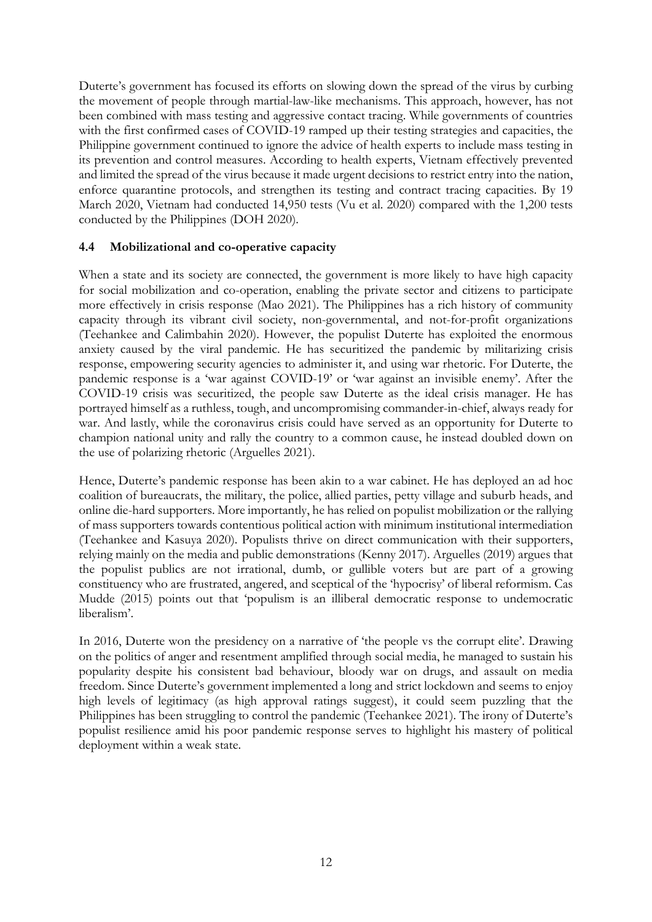Duterte's government has focused its efforts on slowing down the spread of the virus by curbing the movement of people through martial-law-like mechanisms. This approach, however, has not been combined with mass testing and aggressive contact tracing. While governments of countries with the first confirmed cases of COVID-19 ramped up their testing strategies and capacities, the Philippine government continued to ignore the advice of health experts to include mass testing in its prevention and control measures. According to health experts, Vietnam effectively prevented and limited the spread of the virus because it made urgent decisions to restrict entry into the nation, enforce quarantine protocols, and strengthen its testing and contract tracing capacities. By 19 March 2020, Vietnam had conducted 14,950 tests (Vu et al. 2020) compared with the 1,200 tests conducted by the Philippines (DOH 2020).

### 4.4 Mobilizational and co-operative capacity

When a state and its society are connected, the government is more likely to have high capacity for social mobilization and co-operation, enabling the private sector and citizens to participate more effectively in crisis response (Mao 2021). The Philippines has a rich history of community capacity through its vibrant civil society, non-governmental, and not-for-profit organizations (Teehankee and Calimbahin 2020). However, the populist Duterte has exploited the enormous anxiety caused by the viral pandemic. He has securitized the pandemic by militarizing crisis response, empowering security agencies to administer it, and using war rhetoric. For Duterte, the pandemic response is a 'war against COVID-19' or 'war against an invisible enemy'. After the COVID-19 crisis was securitized, the people saw Duterte as the ideal crisis manager. He has portrayed himself as a ruthless, tough, and uncompromising commander-in-chief, always ready for war. And lastly, while the coronavirus crisis could have served as an opportunity for Duterte to champion national unity and rally the country to a common cause, he instead doubled down on the use of polarizing rhetoric (Arguelles 2021).

Hence, Duterte's pandemic response has been akin to a war cabinet. He has deployed an ad hoc coalition of bureaucrats, the military, the police, allied parties, petty village and suburb heads, and online die-hard supporters. More importantly, he has relied on populist mobilization or the rallying of mass supporters towards contentious political action with minimum institutional intermediation (Teehankee and Kasuya 2020). Populists thrive on direct communication with their supporters, relying mainly on the media and public demonstrations (Kenny 2017). Arguelles (2019) argues that the populist publics are not irrational, dumb, or gullible voters but are part of a growing constituency who are frustrated, angered, and sceptical of the 'hypocrisy' of liberal reformism. Cas Mudde (2015) points out that 'populism is an illiberal democratic response to undemocratic liberalism'.

In 2016, Duterte won the presidency on a narrative of 'the people vs the corrupt elite'. Drawing on the politics of anger and resentment amplified through social media, he managed to sustain his popularity despite his consistent bad behaviour, bloody war on drugs, and assault on media freedom. Since Duterte's government implemented a long and strict lockdown and seems to enjoy high levels of legitimacy (as high approval ratings suggest), it could seem puzzling that the Philippines has been struggling to control the pandemic (Teehankee 2021). The irony of Duterte's populist resilience amid his poor pandemic response serves to highlight his mastery of political deployment within a weak state.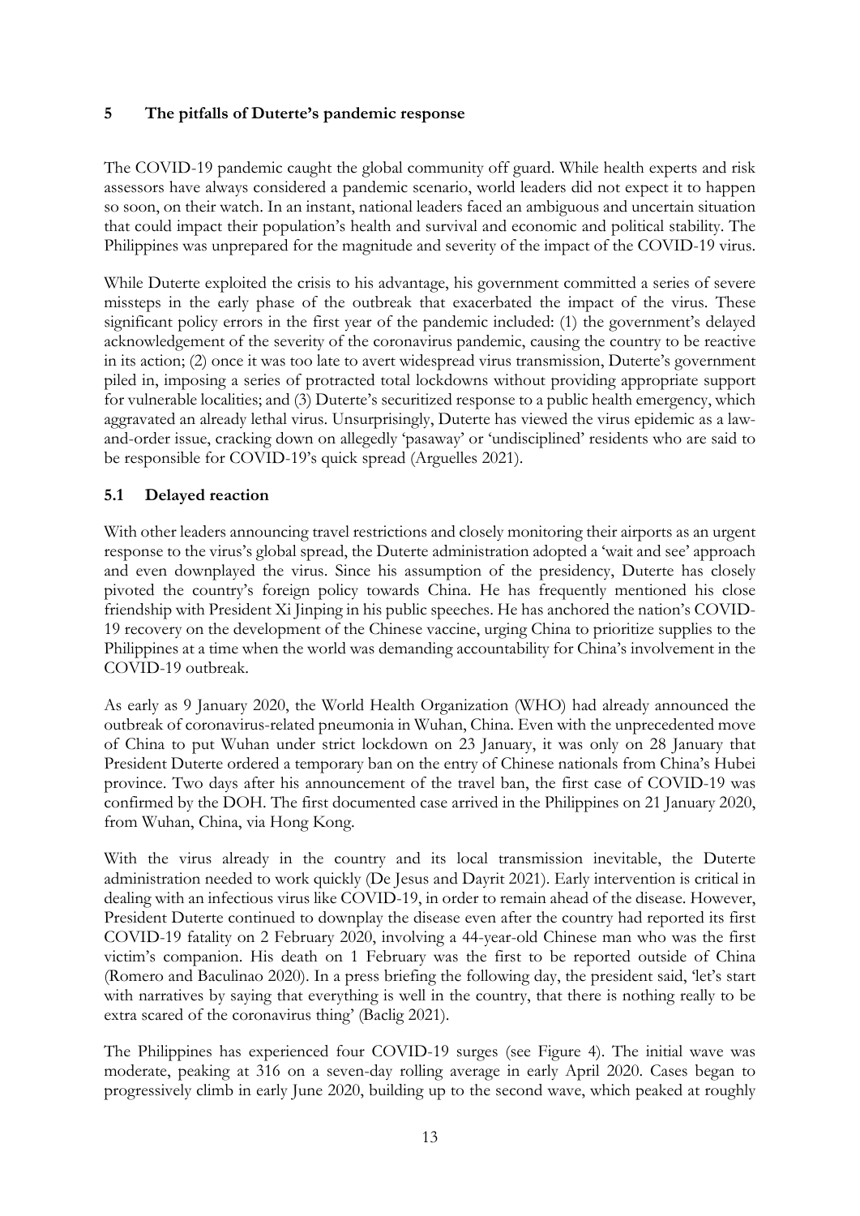## 5 The pitfalls of Duterte's pandemic response

The COVID-19 pandemic caught the global community off guard. While health experts and risk assessors have always considered a pandemic scenario, world leaders did not expect it to happen so soon, on their watch. In an instant, national leaders faced an ambiguous and uncertain situation that could impact their population's health and survival and economic and political stability. The Philippines was unprepared for the magnitude and severity of the impact of the COVID-19 virus.

While Duterte exploited the crisis to his advantage, his government committed a series of severe missteps in the early phase of the outbreak that exacerbated the impact of the virus. These significant policy errors in the first year of the pandemic included: (1) the government's delayed acknowledgement of the severity of the coronavirus pandemic, causing the country to be reactive in its action; (2) once it was too late to avert widespread virus transmission, Duterte's government piled in, imposing a series of protracted total lockdowns without providing appropriate support for vulnerable localities; and (3) Duterte's securitized response to a public health emergency, which aggravated an already lethal virus. Unsurprisingly, Duterte has viewed the virus epidemic as a law-and-order issue, cracking down on allegedly 'pasaway' or 'undisciplined' residents who are said to be responsible for COVID-19's quick spread (Arguelles 2021).

### 5.1 Delayed reaction

With other leaders announcing travel restrictions and closely monitoring their airports as an urgent response to the virus's global spread, the Duterte administration adopted a 'wait and see' approach and even downplayed the virus. Since his assumption of the presidency, Duterte has closely pivoted the country's foreign policy towards China. He has frequently mentioned his close friendship with President Xi Jinping in his public speeches. He has anchored the nation's COVID-19 recovery on the development of the Chinese vaccine, urging China to prioritize supplies to the Philippines at a time when the world was demanding accountability for China's involvement in the COVID-19 outbreak.

As early as 9 January 2020, the World Health Organization (WHO) had already announced the outbreak of coronavirus-related pneumonia in Wuhan, China. Even with the unprecedented move of China to put Wuhan under strict lockdown on 23 January, it was only on 28 January that President Duterte ordered a temporary ban on the entry of Chinese nationals from China's Hubei province. Two days after his announcement of the travel ban, the first case of COVID-19 was confirmed by the DOH. The first documented case arrived in the Philippines on 21 January 2020, from Wuhan, China, via Hong Kong.

With the virus already in the country and its local transmission inevitable, the Duterte administration needed to work quickly (De Jesus and Dayrit 2021). Early intervention is critical in dealing with an infectious virus like COVID-19, in order to remain ahead of the disease. However, President Duterte continued to downplay the disease even after the country had reported its first COVID-19 fatality on 2 February 2020, involving a 44-year-old Chinese man who was the first victim's companion. His death on 1 February was the first to be reported outside of China (Romero and Baculinao 2020). In a press briefing the following day, the president said, 'let's start with narratives by saying that everything is well in the country, that there is nothing really to be extra scared of the coronavirus thing' (Baclig 2021).

The Philippines has experienced four COVID-19 surges (see Figure 4). The initial wave was moderate, peaking at 316 on a seven-day rolling average in early April 2020. Cases began to progressively climb in early June 2020, building up to the second wave, which peaked at roughly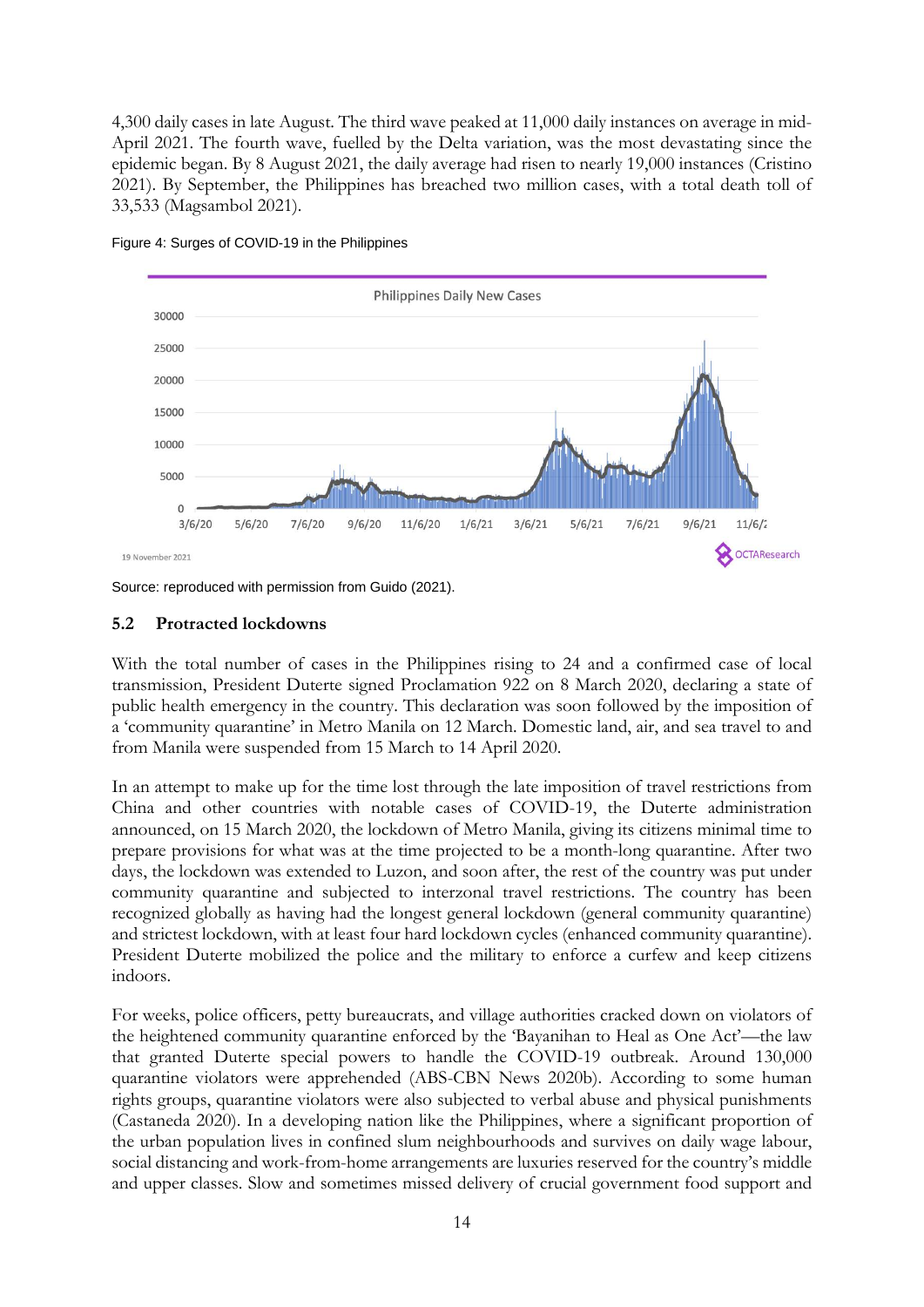4,300 daily cases in late August. The third wave peaked at 11,000 daily instances on average in mid-April 2021. The fourth wave, fuelled by the Delta variation, was the most devastating since the epidemic began. By 8 August 2021, the daily average had risen to nearly 19,000 instances (Cristino 2021). By September, the Philippines has breached two million cases, with a total death toll of 33,533 (Magsambol 2021).

Figure 4: Surges of COVID-19 in the Philippines

Source: reproduced with permission from Guido (2021).

## 5.2 Protracted lockdowns

With the total number of cases in the Philippines rising to 24 and a confirmed case of local transmission, President Duterte signed Proclamation 922 on 8 March 2020, declaring a state of public health emergency in the country. This declaration was soon followed by the imposition of a 'community quarantine' in Metro Manila on 12 March. Domestic land, air, and sea travel to and from Manila were suspended from 15 March to 14 April 2020.

In an attempt to make up for the time lost through the late imposition of travel restrictions from China and other countries with notable cases of COVID-19, the Duterte administration announced, on 15 March 2020, the lockdown of Metro Manila, giving its citizens minimal time to prepare provisions for what was at the time projected to be a month-long quarantine. After two days, the lockdown was extended to Luzon, and soon after, the rest of the country was put under community quarantine and subjected to interzonal travel restrictions. The country has been recognized globally as having had the longest general lockdown (general community quarantine) and strictest lockdown, with at least four hard lockdown cycles (enhanced community quarantine). President Duterte mobilized the police and the military to enforce a curfew and keep citizens indoors.

For weeks, police officers, petty bureaucrats, and village authorities cracked down on violators of the heightened community quarantine enforced by the 'Bayanihan to Heal as One Act'—the law that granted Duterte special powers to handle the COVID-19 outbreak. Around 130,000 quarantine violators were apprehended (ABS-CBN News 2020b). According to some human rights groups, quarantine violators were also subjected to verbal abuse and physical punishments (Castaneda 2020). In a developing nation like the Philippines, where a significant proportion of the urban population lives in confined slum neighbourhoods and survives on daily wage labour, social distancing and work-from-home arrangements are luxuries reserved for the country's middle and upper classes. Slow and sometimes missed delivery of crucial government food support and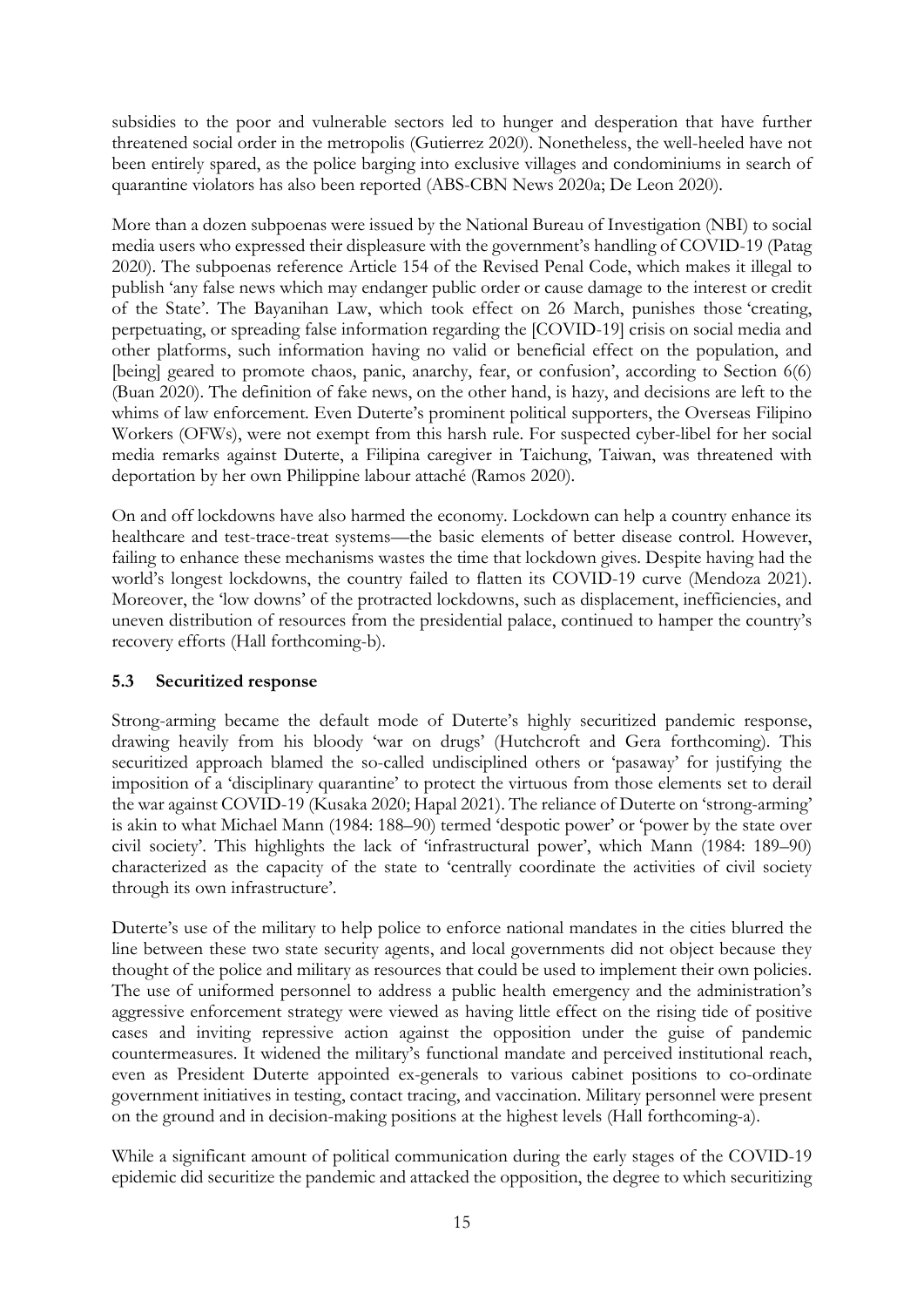subsidies to the poor and vulnerable sectors led to hunger and desperation that have further threatened social order in the metropolis (Gutierrez 2020). Nonetheless, the well-heeled have not been entirely spared, as the police barging into exclusive villages and condominiums in search of quarantine violators has also been reported (ABS-CBN News 2020a; De Leon 2020).

More than a dozen subpoenas were issued by the National Bureau of Investigation (NBI) to social media users who expressed their displeasure with the government's handling of COVID-19 (Patag 2020). The subpoenas reference Article 154 of the Revised Penal Code, which makes it illegal to publish 'any false news which may endanger public order or cause damage to the interest or credit of the State'. The Bayanihan Law, which took effect on 26 March, punishes those 'creating, perpetuating, or spreading false information regarding the [COVID-19] crisis on social media and other platforms, such information having no valid or beneficial effect on the population, and [being] geared to promote chaos, panic, anarchy, fear, or confusion', according to Section 6(6) (Buan 2020). The definition of fake news, on the other hand, is hazy, and decisions are left to the whims of law enforcement. Even Duterte's prominent political supporters, the Overseas Filipino Workers (OFWs), were not exempt from this harsh rule. For suspected cyber-libel for her social media remarks against Duterte, a Filipina caregiver in Taichung, Taiwan, was threatened with deportation by her own Philippine labour attaché (Ramos 2020).

On and off lockdowns have also harmed the economy. Lockdown can help a country enhance its healthcare and test-trace-treat systems—the basic elements of better disease control. However, failing to enhance these mechanisms wastes the time that lockdown gives. Despite having had the world's longest lockdowns, the country failed to flatten its COVID-19 curve (Mendoza 2021). Moreover, the 'low downs' of the protracted lockdowns, such as displacement, inefficiencies, and uneven distribution of resources from the presidential palace, continued to hamper the country's recovery efforts (Hall forthcoming-b).

### 5.3 Securitized response

Strong-arming became the default mode of Duterte's highly securitized pandemic response, drawing heavily from his bloody 'war on drugs' (Hutchcroft and Gera forthcoming). This securitized approach blamed the so-called undisciplined others or 'pasaway' for justifying the imposition of a 'disciplinary quarantine' to protect the virtuous from those elements set to derail the war against COVID-19 (Kusaka 2020; Hapal 2021). The reliance of Duterte on 'strong-arming' is akin to what Michael Mann (1984: 188–90) termed 'despotic power' or 'power by the state over civil society'. This highlights the lack of 'infrastructural power', which Mann (1984: 189–90) characterized as the capacity of the state to 'centrally coordinate the activities of civil society through its own infrastructure'.

Duterte's use of the military to help police to enforce national mandates in the cities blurred the line between these two state security agents, and local governments did not object because they thought of the police and military as resources that could be used to implement their own policies. The use of uniformed personnel to address a public health emergency and the administration's aggressive enforcement strategy were viewed as having little effect on the rising tide of positive cases and inviting repressive action against the opposition under the guise of pandemic countermeasures. It widened the military's functional mandate and perceived institutional reach, even as President Duterte appointed ex-generals to various cabinet positions to co-ordinate government initiatives in testing, contact tracing, and vaccination. Military personnel were present on the ground and in decision-making positions at the highest levels (Hall forthcoming-a).

While a significant amount of political communication during the early stages of the COVID-19 epidemic did securitize the pandemic and attacked the opposition, the degree to which securitizing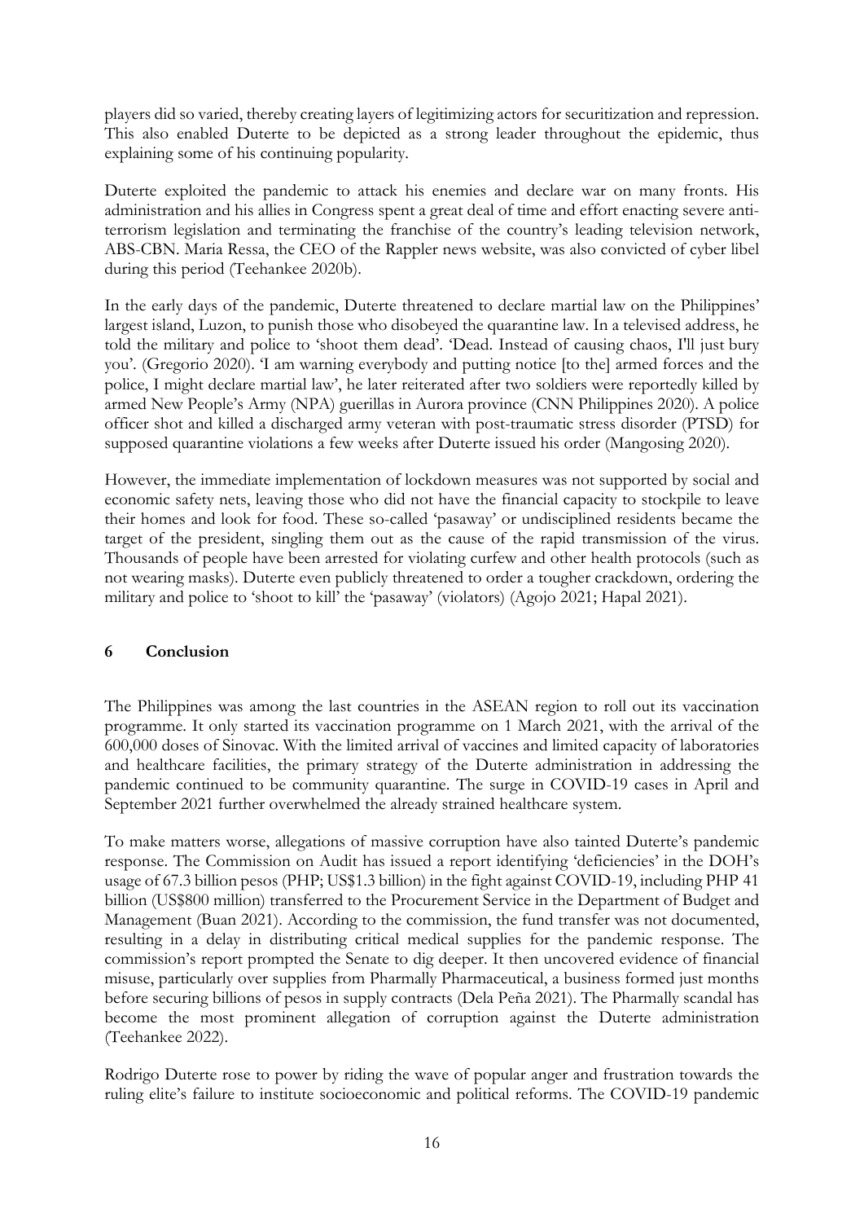players did so varied, thereby creating layers of legitimizing actors for securitization and repression. This also enabled Duterte to be depicted as a strong leader throughout the epidemic, thus explaining some of his continuing popularity.

Duterte exploited the pandemic to attack his enemies and declare war on many fronts. His administration and his allies in Congress spent a great deal of time and effort enacting severe anti-terrorism legislation and terminating the franchise of the country's leading television network, ABS-CBN. Maria Ressa, the CEO of the Rappler news website, was also convicted of cyber libel during this period (Teehankee 2020b).

In the early days of the pandemic, Duterte threatened to declare martial law on the Philippines' largest island, Luzon, to punish those who disobeyed the quarantine law. In a televised address, he told the military and police to 'shoot them dead'. 'Dead. Instead of causing chaos, I'll just bury you'. (Gregorio 2020). 'I am warning everybody and putting notice [to the] armed forces and the police, I might declare martial law', he later reiterated after two soldiers were reportedly killed by armed New People's Army (NPA) guerillas in Aurora province (CNN Philippines 2020). A police officer shot and killed a discharged army veteran with post-traumatic stress disorder (PTSD) for supposed quarantine violations a few weeks after Duterte issued his order (Mangosing 2020).

However, the immediate implementation of lockdown measures was not supported by social and economic safety nets, leaving those who did not have the financial capacity to stockpile to leave their homes and look for food. These so-called 'pasaway' or undisciplined residents became the target of the president, singling them out as the cause of the rapid transmission of the virus. Thousands of people have been arrested for violating curfew and other health protocols (such as not wearing masks). Duterte even publicly threatened to order a tougher crackdown, ordering the military and police to 'shoot to kill' the 'pasaway' (violators) (Agojo 2021; Hapal 2021).

## 6 Conclusion

The Philippines was among the last countries in the ASEAN region to roll out its vaccination programme. It only started its vaccination programme on 1 March 2021, with the arrival of the 600,000 doses of Sinovac. With the limited arrival of vaccines and limited capacity of laboratories and healthcare facilities, the primary strategy of the Duterte administration in addressing the pandemic continued to be community quarantine. The surge in COVID-19 cases in April and September 2021 further overwhelmed the already strained healthcare system.

To make matters worse, allegations of massive corruption have also tainted Duterte's pandemic response. The Commission on Audit has issued a report identifying 'deficiencies' in the DOH's usage of 67.3 billion pesos (PHP; US$1.3 billion) in the fight against COVID-19, including PHP 41 billion (US$800 million) transferred to the Procurement Service in the Department of Budget and Management (Buan 2021). According to the commission, the fund transfer was not documented, resulting in a delay in distributing critical medical supplies for the pandemic response. The commission's report prompted the Senate to dig deeper. It then uncovered evidence of financial misuse, particularly over supplies from Pharmally Pharmaceutical, a business formed just months before securing billions of pesos in supply contracts (Dela Peña 2021). The Pharmally scandal has become the most prominent allegation of corruption against the Duterte administration (Teehankee 2022).

Rodrigo Duterte rose to power by riding the wave of popular anger and frustration towards the ruling elite's failure to institute socioeconomic and political reforms. The COVID-19 pandemic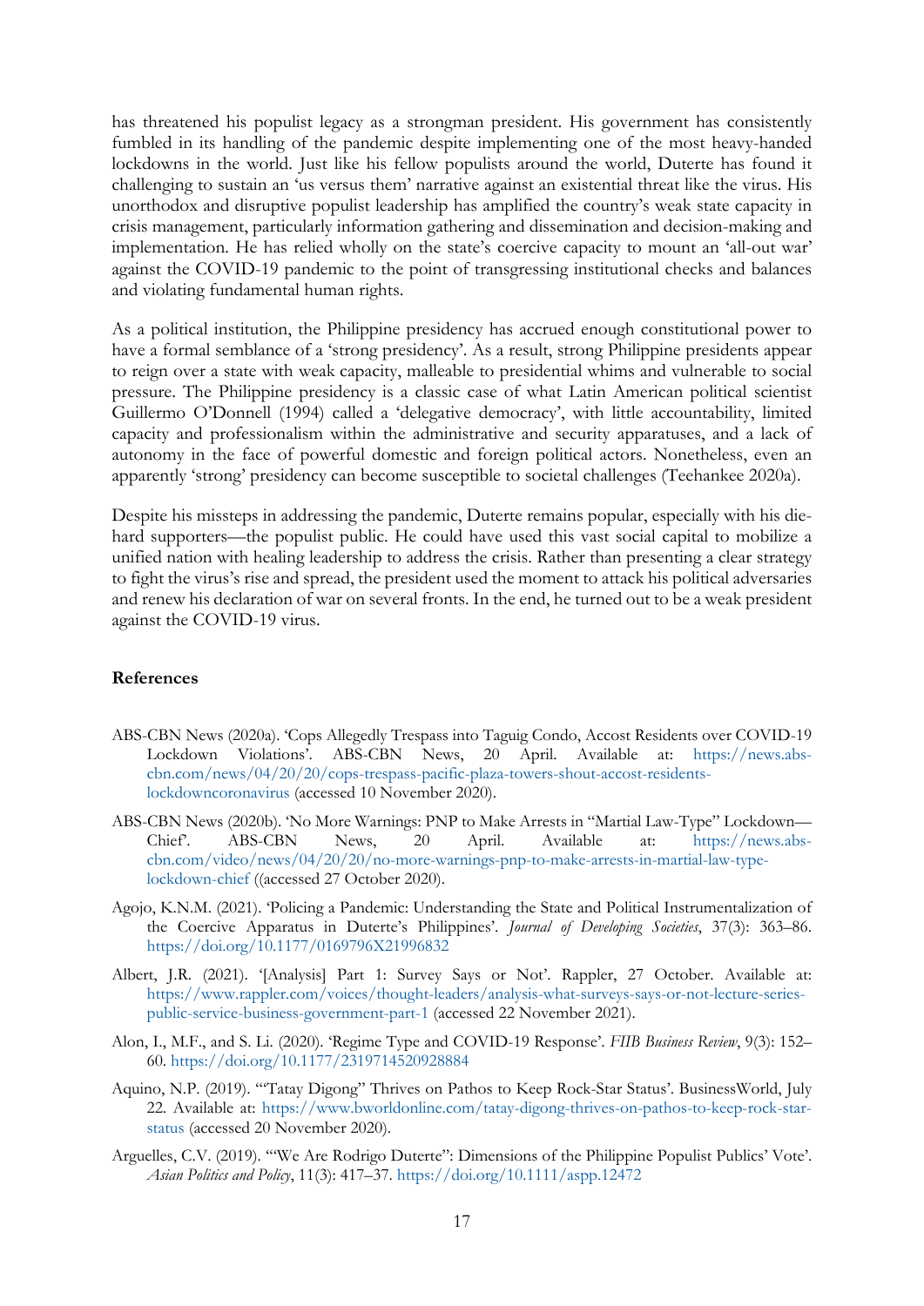has threatened his populist legacy as a strongman president. His government has consistently fumbled in its handling of the pandemic despite implementing one of the most heavy-handed lockdowns in the world. Just like his fellow populists around the world, Duterte has found it challenging to sustain an 'us versus them' narrative against an existential threat like the virus. His unorthodox and disruptive populist leadership has amplified the country's weak state capacity in crisis management, particularly information gathering and dissemination and decision-making and implementation. He has relied wholly on the state's coercive capacity to mount an 'all-out war' against the COVID-19 pandemic to the point of transgressing institutional checks and balances and violating fundamental human rights.

As a political institution, the Philippine presidency has accrued enough constitutional power to have a formal semblance of a 'strong presidency'. As a result, strong Philippine presidents appear to reign over a state with weak capacity, malleable to presidential whims and vulnerable to social pressure. The Philippine presidency is a classic case of what Latin American political scientist Guillermo O'Donnell (1994) called a 'delegative democracy', with little accountability, limited capacity and professionalism within the administrative and security apparatuses, and a lack of autonomy in the face of powerful domestic and foreign political actors. Nonetheless, even an apparently 'strong' presidency can become susceptible to societal challenges (Teehankee 2020a).

Despite his missteps in addressing the pandemic, Duterte remains popular, especially with his die-hard supporters—the populist public. He could have used this vast social capital to mobilize a unified nation with healing leadership to address the crisis. Rather than presenting a clear strategy to fight the virus's rise and spread, the president used the moment to attack his political adversaries and renew his declaration of war on several fronts. In the end, he turned out to be a weak president against the COVID-19 virus.

## References

- ABS-CBN News (2020a). 'Cops Allegedly Trespass into Taguig Condo, Accost Residents over COVID-19 Lockdown Violations'. ABS-CBN News, 20 April. Available at: https://news.abs-cbn.com/news/04/20/20/cops-trespass-pacific-plaza-towers-shout-accost-residents-lockdowncoronavirus (accessed 10 November 2020).
- ABS-CBN News (2020b). 'No More Warnings: PNP to Make Arrests in "Martial Law-Type" Lockdown—Chief'. ABS-CBN News, 20 April. Available at: https://news.abs-cbn.com/video/news/04/20/20/no-more-warnings-pnp-to-make-arrests-in-martial-law-type-lockdown-chief ((accessed 27 October 2020).
- Agojo, K.N.M. (2021). 'Policing a Pandemic: Understanding the State and Political Instrumentalization of the Coercive Apparatus in Duterte's Philippines'. *Journal of Developing Societies*, 37(3): 363–86. https://doi.org/10.1177/0169796X21996832
- Albert, J.R. (2021). '[Analysis] Part 1: Survey Says or Not'. Rappler, 27 October. Available at: https://www.rappler.com/voices/thought-leaders/analysis-what-surveys-says-or-not-lecture-series-public-service-business-government-part-1 (accessed 22 November 2021).
- Alon, I., M.F., and S. Li. (2020). 'Regime Type and COVID-19 Response'. *FIIB Business Review*, 9(3): 152–60. https://doi.org/10.1177/2319714520928884
- Aquino, N.P. (2019). '"Tatay Digong" Thrives on Pathos to Keep Rock-Star Status'. BusinessWorld, July 22. Available at: https://www.bworldonline.com/tatay-digong-thrives-on-pathos-to-keep-rock-star-status (accessed 20 November 2020).
- Arguelles, C.V. (2019). '"We Are Rodrigo Duterte": Dimensions of the Philippine Populist Publics' Vote'. *Asian Politics and Policy*, 11(3): 417–37. https://doi.org/10.1111/aspp.12472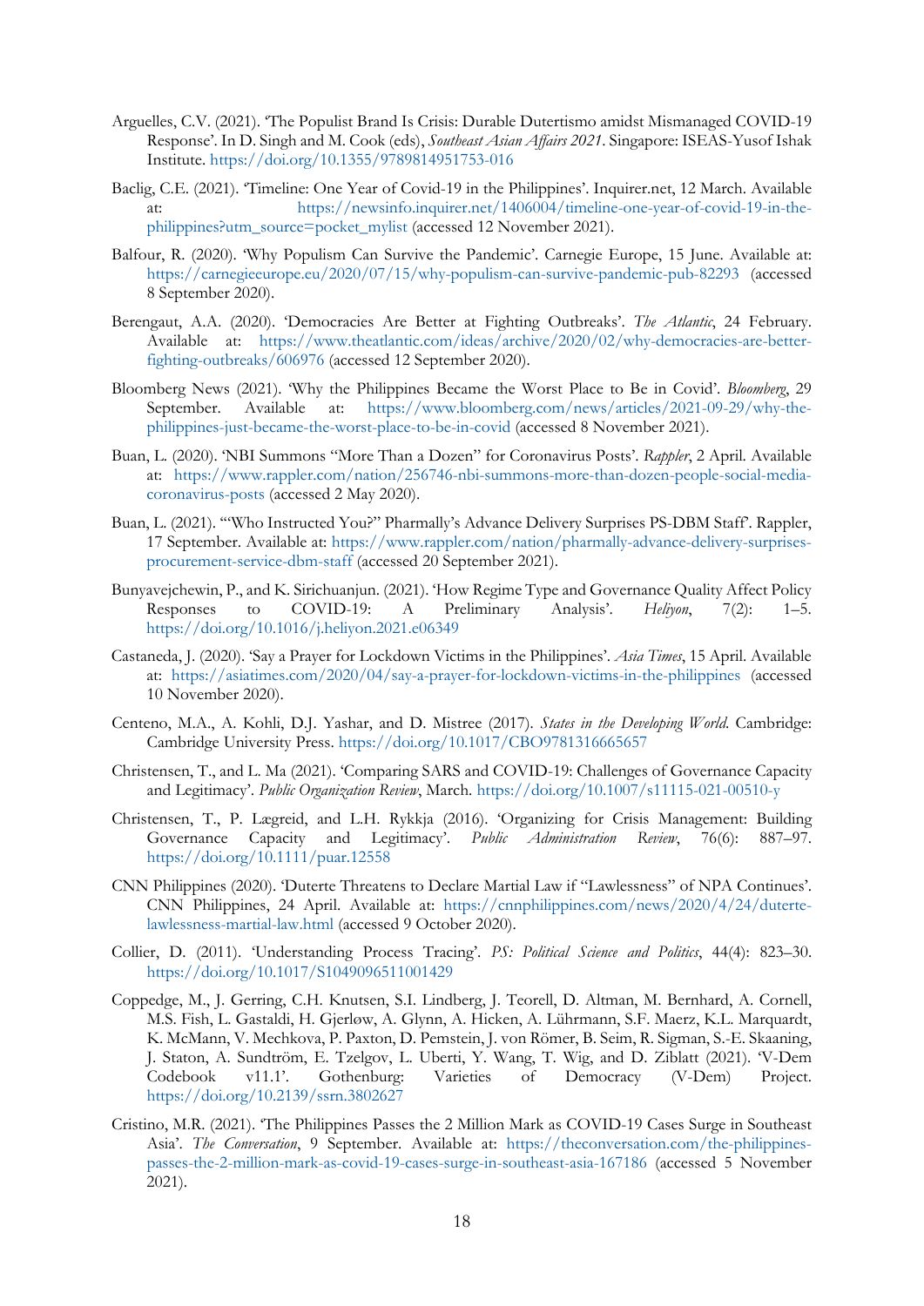Arguelles, C.V. (2021). 'The Populist Brand Is Crisis: Durable Dutertismo amidst Mismanaged COVID-19 Response'. In D. Singh and M. Cook (eds), *Southeast Asian Affairs 2021*. Singapore: ISEAS-Yusof Ishak Institute. https://doi.org/10.1355/9789814951753-016

Baclig, C.E. (2021). 'Timeline: One Year of Covid-19 in the Philippines'. Inquirer.net, 12 March. Available at: https://newsinfo.inquirer.net/1406004/timeline-one-year-of-covid-19-in-the-philippines?utm_source=pocket_mylist (accessed 12 November 2021).

Balfour, R. (2020). 'Why Populism Can Survive the Pandemic'. Carnegie Europe, 15 June. Available at: https://carnegieeurope.eu/2020/07/15/why-populism-can-survive-pandemic-pub-82293 (accessed 8 September 2020).

Berengaut, A.A. (2020). 'Democracies Are Better at Fighting Outbreaks'. *The Atlantic*, 24 February. Available at: https://www.theatlantic.com/ideas/archive/2020/02/why-democracies-are-better-fighting-outbreaks/606976 (accessed 12 September 2020).

Bloomberg News (2021). 'Why the Philippines Became the Worst Place to Be in Covid'. *Bloomberg*, 29 September. Available at: https://www.bloomberg.com/news/articles/2021-09-29/why-the-philippines-just-became-the-worst-place-to-be-in-covid (accessed 8 November 2021).

Buan, L. (2020). 'NBI Summons "More Than a Dozen" for Coronavirus Posts'. *Rappler*, 2 April. Available at: https://www.rappler.com/nation/256746-nbi-summons-more-than-dozen-people-social-media-coronavirus-posts (accessed 2 May 2020).

Buan, L. (2021). '"Who Instructed You?" Pharmally's Advance Delivery Surprises PS-DBM Staff'. Rappler, 17 September. Available at: https://www.rappler.com/nation/pharmally-advance-delivery-surprises-procurement-service-dbm-staff (accessed 20 September 2021).

Bunyavejchewin, P., and K. Sirichuanjun. (2021). 'How Regime Type and Governance Quality Affect Policy Responses to COVID-19: A Preliminary Analysis'. *Heliyon*, 7(2): 1–5. https://doi.org/10.1016/j.heliyon.2021.e06349

Castaneda, J. (2020). 'Say a Prayer for Lockdown Victims in the Philippines'. *Asia Times*, 15 April. Available at: https://asiatimes.com/2020/04/say-a-prayer-for-lockdown-victims-in-the-philippines (accessed 10 November 2020).

Centeno, M.A., A. Kohli, D.J. Yashar, and D. Mistree (2017). *States in the Developing World*. Cambridge: Cambridge University Press. https://doi.org/10.1017/CBO9781316665657

Christensen, T., and L. Ma (2021). 'Comparing SARS and COVID-19: Challenges of Governance Capacity and Legitimacy'. *Public Organization Review*, March. https://doi.org/10.1007/s11115-021-00510-y

Christensen, T., P. Lægreid, and L.H. Rykkja (2016). 'Organizing for Crisis Management: Building Governance Capacity and Legitimacy'. *Public Administration Review*, 76(6): 887–97. https://doi.org/10.1111/puar.12558

CNN Philippines (2020). 'Duterte Threatens to Declare Martial Law if "Lawlessness" of NPA Continues'. CNN Philippines, 24 April. Available at: https://cnnphilippines.com/news/2020/4/24/duterte-lawlessness-martial-law.html (accessed 9 October 2020).

Collier, D. (2011). 'Understanding Process Tracing'. *PS: Political Science and Politics*, 44(4): 823–30. https://doi.org/10.1017/S1049096511001429

Coppedge, M., J. Gerring, C.H. Knutsen, S.I. Lindberg, J. Teorell, D. Altman, M. Bernhard, A. Cornell, M.S. Fish, L. Gastaldi, H. Gjerløw, A. Glynn, A. Hicken, A. Lührmann, S.F. Maerz, K.L. Marquardt, K. McMann, V. Mechkova, P. Paxton, D. Pemstein, J. von Römer, B. Seim, R. Sigman, S.-E. Skaaning, J. Staton, A. Sundtröm, E. Tzelgov, L. Uberti, Y. Wang, T. Wig, and D. Ziblatt (2021). 'V-Dem Codebook v11.1'. Gothenburg: Varieties of Democracy (V-Dem) Project. https://doi.org/10.2139/ssrn.3802627

Cristino, M.R. (2021). 'The Philippines Passes the 2 Million Mark as COVID-19 Cases Surge in Southeast Asia'. *The Conversation*, 9 September. Available at: https://theconversation.com/the-philippines-passes-the-2-million-mark-as-covid-19-cases-surge-in-southeast-asia-167186 (accessed 5 November 2021).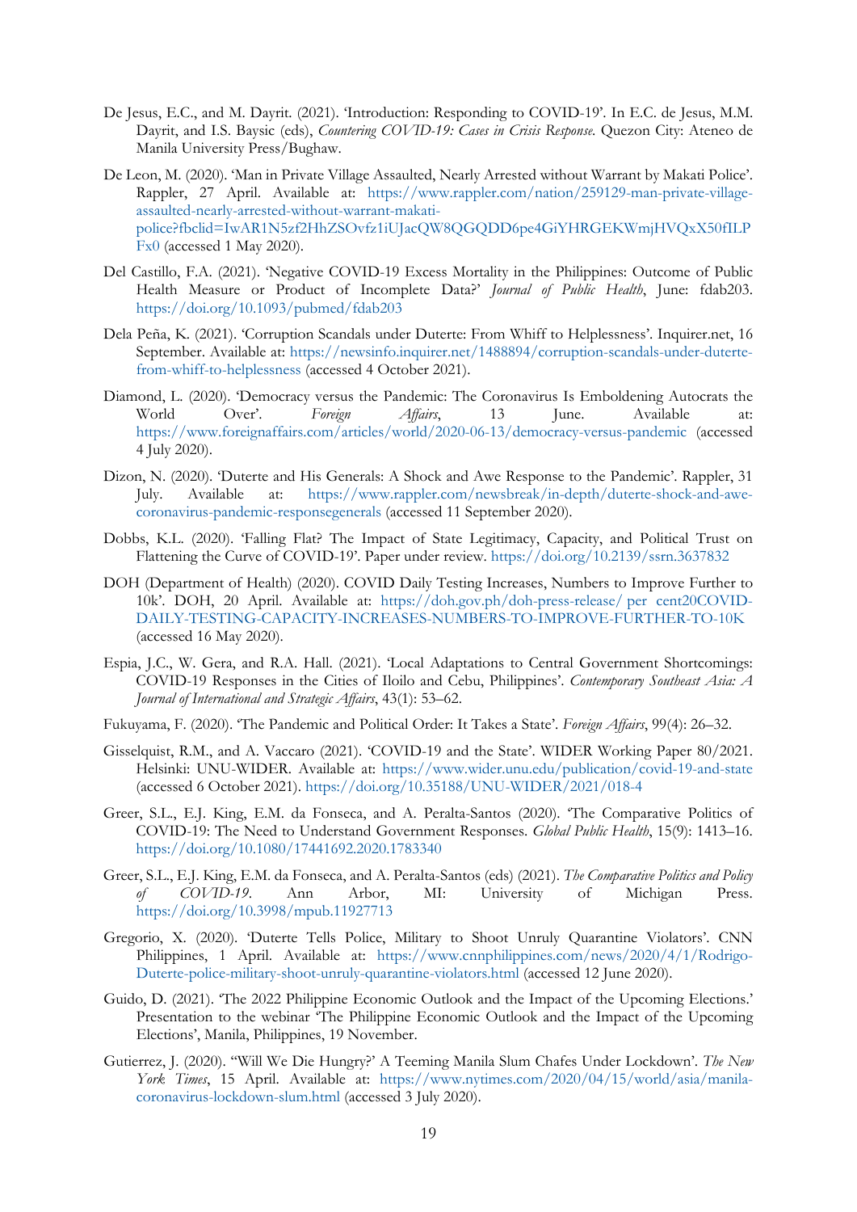De Jesus, E.C., and M. Dayrit. (2021). 'Introduction: Responding to COVID-19'. In E.C. de Jesus, M.M. Dayrit, and I.S. Baysic (eds), *Countering COVID-19: Cases in Crisis Response*. Quezon City: Ateneo de Manila University Press/Bughaw.

De Leon, M. (2020). 'Man in Private Village Assaulted, Nearly Arrested without Warrant by Makati Police'. Rappler, 27 April. Available at: https://www.rappler.com/nation/259129-man-private-village-assaulted-nearly-arrested-without-warrant-makati-police?fbclid=IwAR1N5zf2HhZSOvfz1iUJacQW8QGQDD6pe4GiYHRGEKWmjHVQxX50fILPFx0 (accessed 1 May 2020).

Del Castillo, F.A. (2021). 'Negative COVID-19 Excess Mortality in the Philippines: Outcome of Public Health Measure or Product of Incomplete Data?' *Journal of Public Health*, June: fdab203. https://doi.org/10.1093/pubmed/fdab203

Dela Peña, K. (2021). 'Corruption Scandals under Duterte: From Whiff to Helplessness'. Inquirer.net, 16 September. Available at: https://newsinfo.inquirer.net/1488894/corruption-scandals-under-duterte-from-whiff-to-helplessness (accessed 4 October 2021).

Diamond, L. (2020). 'Democracy versus the Pandemic: The Coronavirus Is Emboldening Autocrats the World Over'. *Foreign Affairs*, 13 June. Available at: https://www.foreignaffairs.com/articles/world/2020-06-13/democracy-versus-pandemic (accessed 4 July 2020).

Dizon, N. (2020). 'Duterte and His Generals: A Shock and Awe Response to the Pandemic'. Rappler, 31 July. Available at: https://www.rappler.com/newsbreak/in-depth/duterte-shock-and-awe-coronavirus-pandemic-responsegenerals (accessed 11 September 2020).

Dobbs, K.L. (2020). 'Falling Flat? The Impact of State Legitimacy, Capacity, and Political Trust on Flattening the Curve of COVID-19'. Paper under review. https://doi.org/10.2139/ssrn.3637832

DOH (Department of Health) (2020). COVID Daily Testing Increases, Numbers to Improve Further to 10k'. DOH, 20 April. Available at: https://doh.gov.ph/doh-press-release/ per cent20COVID-DAILY-TESTING-CAPACITY-INCREASES-NUMBERS-TO-IMPROVE-FURTHER-TO-10K (accessed 16 May 2020).

Espia, J.C., W. Gera, and R.A. Hall. (2021). 'Local Adaptations to Central Government Shortcomings: COVID-19 Responses in the Cities of Iloilo and Cebu, Philippines'. *Contemporary Southeast Asia: A Journal of International and Strategic Affairs*, 43(1): 53–62.

Fukuyama, F. (2020). 'The Pandemic and Political Order: It Takes a State'. *Foreign Affairs*, 99(4): 26–32.

Gisselquist, R.M., and A. Vaccaro (2021). 'COVID-19 and the State'. WIDER Working Paper 80/2021. Helsinki: UNU-WIDER. Available at: https://www.wider.unu.edu/publication/covid-19-and-state (accessed 6 October 2021). https://doi.org/10.35188/UNU-WIDER/2021/018-4

Greer, S.L., E.J. King, E.M. da Fonseca, and A. Peralta-Santos (2020). 'The Comparative Politics of COVID-19: The Need to Understand Government Responses. *Global Public Health*, 15(9): 1413–16. https://doi.org/10.1080/17441692.2020.1783340

Greer, S.L., E.J. King, E.M. da Fonseca, and A. Peralta-Santos (eds) (2021). *The Comparative Politics and Policy of COVID-19*. Ann Arbor, MI: University of Michigan Press. https://doi.org/10.3998/mpub.11927713

Gregorio, X. (2020). 'Duterte Tells Police, Military to Shoot Unruly Quarantine Violators'. CNN Philippines, 1 April. Available at: https://www.cnnphilippines.com/news/2020/4/1/Rodrigo-Duterte-police-military-shoot-unruly-quarantine-violators.html (accessed 12 June 2020).

Guido, D. (2021). 'The 2022 Philippine Economic Outlook and the Impact of the Upcoming Elections.' Presentation to the webinar 'The Philippine Economic Outlook and the Impact of the Upcoming Elections', Manila, Philippines, 19 November.

Gutierrez, J. (2020). ''Will We Die Hungry?' A Teeming Manila Slum Chafes Under Lockdown'. *The New York Times*, 15 April. Available at: https://www.nytimes.com/2020/04/15/world/asia/manila-coronavirus-lockdown-slum.html (accessed 3 July 2020).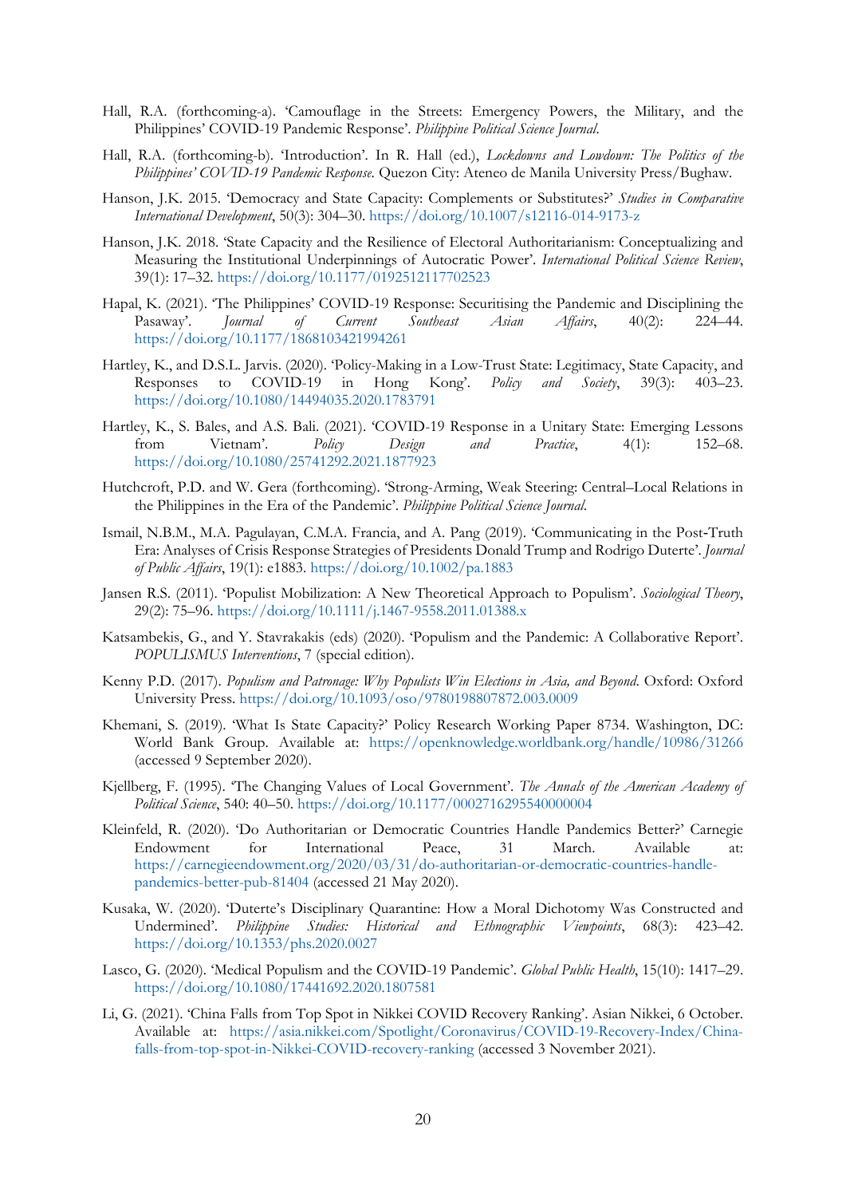Hall, R.A. (forthcoming-a). 'Camouflage in the Streets: Emergency Powers, the Military, and the Philippines' COVID-19 Pandemic Response'. *Philippine Political Science Journal*.

Hall, R.A. (forthcoming-b). 'Introduction'. In R. Hall (ed.), *Lockdowns and Lowdown: The Politics of the Philippines' COVID-19 Pandemic Response*. Quezon City: Ateneo de Manila University Press/Bughaw.

Hanson, J.K. 2015. 'Democracy and State Capacity: Complements or Substitutes?' *Studies in Comparative International Development*, 50(3): 304–30. https://doi.org/10.1007/s12116-014-9173-z

Hanson, J.K. 2018. 'State Capacity and the Resilience of Electoral Authoritarianism: Conceptualizing and Measuring the Institutional Underpinnings of Autocratic Power'. *International Political Science Review*, 39(1): 17–32. https://doi.org/10.1177/0192512117702523

Hapal, K. (2021). 'The Philippines' COVID-19 Response: Securitising the Pandemic and Disciplining the Pasaway'. *Journal of Current Southeast Asian Affairs*, 40(2): 224–44. https://doi.org/10.1177/1868103421994261

Hartley, K., and D.S.L. Jarvis. (2020). 'Policy-Making in a Low-Trust State: Legitimacy, State Capacity, and Responses to COVID-19 in Hong Kong'. *Policy and Society*, 39(3): 403–23. https://doi.org/10.1080/14494035.2020.1783791

Hartley, K., S. Bales, and A.S. Bali. (2021). 'COVID-19 Response in a Unitary State: Emerging Lessons from Vietnam'. *Policy Design and Practice*, 4(1): 152–68. https://doi.org/10.1080/25741292.2021.1877923

Hutchcroft, P.D. and W. Gera (forthcoming). 'Strong-Arming, Weak Steering: Central–Local Relations in the Philippines in the Era of the Pandemic'. *Philippine Political Science Journal*.

Ismail, N.B.M., M.A. Pagulayan, C.M.A. Francia, and A. Pang (2019). 'Communicating in the Post-Truth Era: Analyses of Crisis Response Strategies of Presidents Donald Trump and Rodrigo Duterte'. *Journal of Public Affairs*, 19(1): e1883. https://doi.org/10.1002/pa.1883

Jansen R.S. (2011). 'Populist Mobilization: A New Theoretical Approach to Populism'. *Sociological Theory*, 29(2): 75–96. https://doi.org/10.1111/j.1467-9558.2011.01388.x

Katsambekis, G., and Y. Stavrakakis (eds) (2020). 'Populism and the Pandemic: A Collaborative Report'. *POPULISMUS Interventions*, 7 (special edition).

Kenny P.D. (2017). *Populism and Patronage: Why Populists Win Elections in Asia, and Beyond*. Oxford: Oxford University Press. https://doi.org/10.1093/oso/9780198807872.003.0009

Khemani, S. (2019). 'What Is State Capacity?' Policy Research Working Paper 8734. Washington, DC: World Bank Group. Available at: https://openknowledge.worldbank.org/handle/10986/31266 (accessed 9 September 2020).

Kjellberg, F. (1995). 'The Changing Values of Local Government'. *The Annals of the American Academy of Political Science*, 540: 40–50. https://doi.org/10.1177/0002716295540000004

Kleinfeld, R. (2020). 'Do Authoritarian or Democratic Countries Handle Pandemics Better?' Carnegie Endowment for International Peace, 31 March. Available at: https://carnegieendowment.org/2020/03/31/do-authoritarian-or-democratic-countries-handle-pandemics-better-pub-81404 (accessed 21 May 2020).

Kusaka, W. (2020). 'Duterte's Disciplinary Quarantine: How a Moral Dichotomy Was Constructed and Undermined'. *Philippine Studies: Historical and Ethnographic Viewpoints*, 68(3): 423–42. https://doi.org/10.1353/phs.2020.0027

Lasco, G. (2020). 'Medical Populism and the COVID-19 Pandemic'. *Global Public Health*, 15(10): 1417–29. https://doi.org/10.1080/17441692.2020.1807581

Li, G. (2021). 'China Falls from Top Spot in Nikkei COVID Recovery Ranking'. Asian Nikkei, 6 October. Available at: https://asia.nikkei.com/Spotlight/Coronavirus/COVID-19-Recovery-Index/China-falls-from-top-spot-in-Nikkei-COVID-recovery-ranking (accessed 3 November 2021).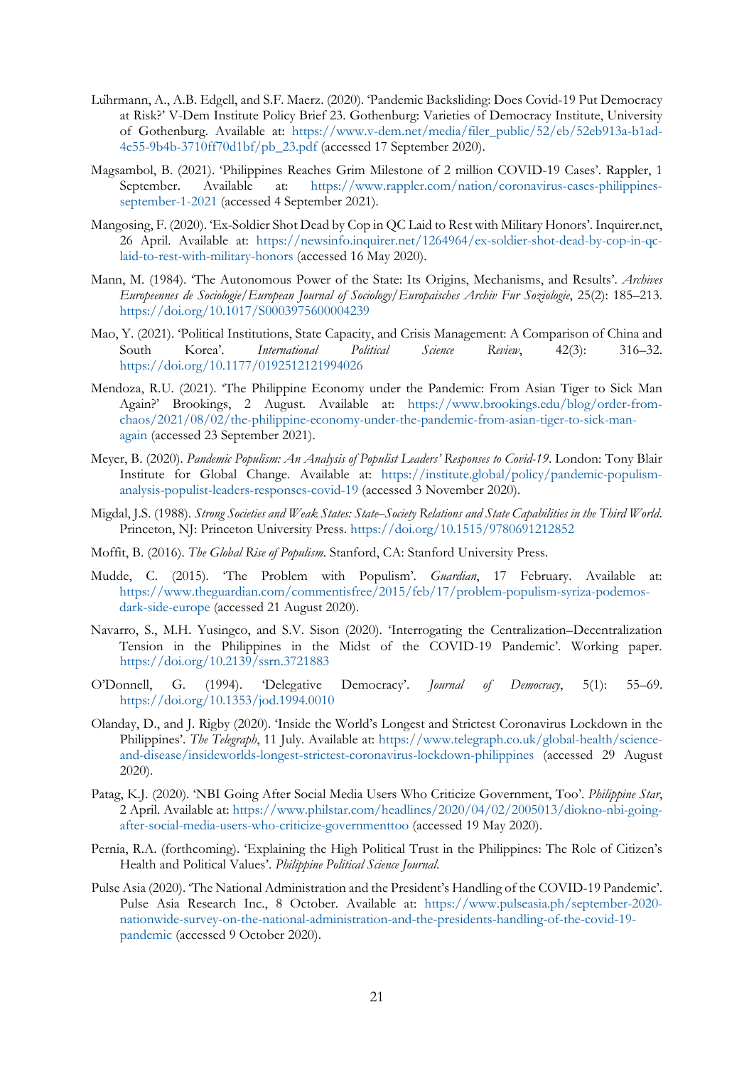Lührmann, A., A.B. Edgell, and S.F. Maerz. (2020). 'Pandemic Backsliding: Does Covid-19 Put Democracy at Risk?' V-Dem Institute Policy Brief 23. Gothenburg: Varieties of Democracy Institute, University of Gothenburg. Available at: https://www.v-dem.net/media/filer_public/52/eb/52eb913a-b1ad-4e55-9b4b-3710ff70d1bf/pb_23.pdf (accessed 17 September 2020).

Magsambol, B. (2021). 'Philippines Reaches Grim Milestone of 2 million COVID-19 Cases'. Rappler, 1 September. Available at: https://www.rappler.com/nation/coronavirus-cases-philippines-september-1-2021 (accessed 4 September 2021).

Mangosing, F. (2020). 'Ex-Soldier Shot Dead by Cop in QC Laid to Rest with Military Honors'. Inquirer.net, 26 April. Available at: https://newsinfo.inquirer.net/1264964/ex-soldier-shot-dead-by-cop-in-qc-laid-to-rest-with-military-honors (accessed 16 May 2020).

Mann, M. (1984). 'The Autonomous Power of the State: Its Origins, Mechanisms, and Results'. *Archives Europeennes de Sociologie/European Journal of Sociology/Europaisches Archiv Fur Soziologie*, 25(2): 185–213. https://doi.org/10.1017/S0003975600004239

Mao, Y. (2021). 'Political Institutions, State Capacity, and Crisis Management: A Comparison of China and South Korea'. *International Political Science Review*, 42(3): 316–32. https://doi.org/10.1177/0192512121994026

Mendoza, R.U. (2021). 'The Philippine Economy under the Pandemic: From Asian Tiger to Sick Man Again?' Brookings, 2 August. Available at: https://www.brookings.edu/blog/order-from-chaos/2021/08/02/the-philippine-economy-under-the-pandemic-from-asian-tiger-to-sick-man-again (accessed 23 September 2021).

Meyer, B. (2020). *Pandemic Populism: An Analysis of Populist Leaders' Responses to Covid-19*. London: Tony Blair Institute for Global Change. Available at: https://institute.global/policy/pandemic-populism-analysis-populist-leaders-responses-covid-19 (accessed 3 November 2020).

Migdal, J.S. (1988). *Strong Societies and Weak States: State–Society Relations and State Capabilities in the Third World*. Princeton, NJ: Princeton University Press. https://doi.org/10.1515/9780691212852

Moffit, B. (2016). *The Global Rise of Populism*. Stanford, CA: Stanford University Press.

Mudde, C. (2015). 'The Problem with Populism'. *Guardian*, 17 February. Available at: https://www.theguardian.com/commentisfree/2015/feb/17/problem-populism-syriza-podemos-dark-side-europe (accessed 21 August 2020).

Navarro, S., M.H. Yusingco, and S.V. Sison (2020). 'Interrogating the Centralization–Decentralization Tension in the Philippines in the Midst of the COVID-19 Pandemic'. Working paper. https://doi.org/10.2139/ssrn.3721883

O'Donnell, G. (1994). 'Delegative Democracy'. *Journal of Democracy*, 5(1): 55–69. https://doi.org/10.1353/jod.1994.0010

Olanday, D., and J. Rigby (2020). 'Inside the World's Longest and Strictest Coronavirus Lockdown in the Philippines'. *The Telegraph*, 11 July. Available at: https://www.telegraph.co.uk/global-health/science-and-disease/insideworlds-longest-strictest-coronavirus-lockdown-philippines (accessed 29 August 2020).

Patag, K.J. (2020). 'NBI Going After Social Media Users Who Criticize Government, Too'. *Philippine Star*, 2 April. Available at: https://www.philstar.com/headlines/2020/04/02/2005013/diokno-nbi-going-after-social-media-users-who-criticize-governmenttoo (accessed 19 May 2020).

Pernia, R.A. (forthcoming). 'Explaining the High Political Trust in the Philippines: The Role of Citizen's Health and Political Values'. *Philippine Political Science Journal*.

Pulse Asia (2020). 'The National Administration and the President's Handling of the COVID-19 Pandemic'. Pulse Asia Research Inc., 8 October. Available at: https://www.pulseasia.ph/september-2020-nationwide-survey-on-the-national-administration-and-the-presidents-handling-of-the-covid-19-pandemic (accessed 9 October 2020).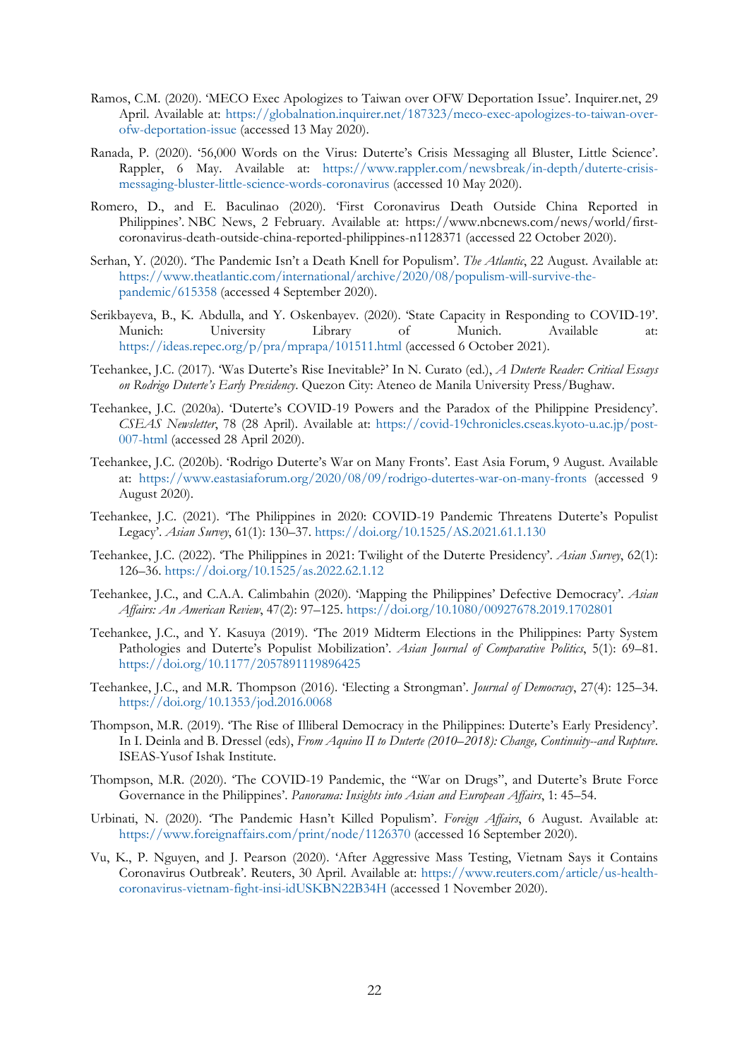Ramos, C.M. (2020). 'MECO Exec Apologizes to Taiwan over OFW Deportation Issue'. Inquirer.net, 29 April. Available at: https://globalnation.inquirer.net/187323/meco-exec-apologizes-to-taiwan-over-ofw-deportation-issue (accessed 13 May 2020).

Ranada, P. (2020). '56,000 Words on the Virus: Duterte's Crisis Messaging all Bluster, Little Science'. Rappler, 6 May. Available at: https://www.rappler.com/newsbreak/in-depth/duterte-crisis-messaging-bluster-little-science-words-coronavirus (accessed 10 May 2020).

Romero, D., and E. Baculinao (2020). 'First Coronavirus Death Outside China Reported in Philippines'. NBC News, 2 February. Available at: https://www.nbcnews.com/news/world/first-coronavirus-death-outside-china-reported-philippines-n1128371 (accessed 22 October 2020).

Serhan, Y. (2020). 'The Pandemic Isn't a Death Knell for Populism'. *The Atlantic*, 22 August. Available at: https://www.theatlantic.com/international/archive/2020/08/populism-will-survive-the-pandemic/615358 (accessed 4 September 2020).

Serikbayeva, B., K. Abdulla, and Y. Oskenbayev. (2020). 'State Capacity in Responding to COVID-19'. Munich: University Library of Munich. Available at: https://ideas.repec.org/p/pra/mprapa/101511.html (accessed 6 October 2021).

Teehankee, J.C. (2017). 'Was Duterte's Rise Inevitable?' In N. Curato (ed.), *A Duterte Reader: Critical Essays on Rodrigo Duterte's Early Presidency*. Quezon City: Ateneo de Manila University Press/Bughaw.

Teehankee, J.C. (2020a). 'Duterte's COVID-19 Powers and the Paradox of the Philippine Presidency'. *CSEAS Newsletter*, 78 (28 April). Available at: https://covid-19chronicles.cseas.kyoto-u.ac.jp/post-007-html (accessed 28 April 2020).

Teehankee, J.C. (2020b). 'Rodrigo Duterte's War on Many Fronts'. East Asia Forum, 9 August. Available at: https://www.eastasiaforum.org/2020/08/09/rodrigo-dutertes-war-on-many-fronts (accessed 9 August 2020).

Teehankee, J.C. (2021). 'The Philippines in 2020: COVID-19 Pandemic Threatens Duterte's Populist Legacy'. *Asian Survey*, 61(1): 130–37. https://doi.org/10.1525/AS.2021.61.1.130

Teehankee, J.C. (2022). 'The Philippines in 2021: Twilight of the Duterte Presidency'. *Asian Survey*, 62(1): 126–36. https://doi.org/10.1525/as.2022.62.1.12

Teehankee, J.C., and C.A.A. Calimbahin (2020). 'Mapping the Philippines' Defective Democracy'. *Asian Affairs: An American Review*, 47(2): 97–125. https://doi.org/10.1080/00927678.2019.1702801

Teehankee, J.C., and Y. Kasuya (2019). 'The 2019 Midterm Elections in the Philippines: Party System Pathologies and Duterte's Populist Mobilization'. *Asian Journal of Comparative Politics*, 5(1): 69–81. https://doi.org/10.1177/2057891119896425

Teehankee, J.C., and M.R. Thompson (2016). 'Electing a Strongman'. *Journal of Democracy*, 27(4): 125–34. https://doi.org/10.1353/jod.2016.0068

Thompson, M.R. (2019). 'The Rise of Illiberal Democracy in the Philippines: Duterte's Early Presidency'. In I. Deinla and B. Dressel (eds), *From Aquino II to Duterte (2010–2018): Change, Continuity--and Rupture*. ISEAS-Yusof Ishak Institute.

Thompson, M.R. (2020). 'The COVID-19 Pandemic, the "War on Drugs", and Duterte's Brute Force Governance in the Philippines'. *Panorama: Insights into Asian and European Affairs*, 1: 45–54.

Urbinati, N. (2020). 'The Pandemic Hasn't Killed Populism'. *Foreign Affairs*, 6 August. Available at: https://www.foreignaffairs.com/print/node/1126370 (accessed 16 September 2020).

Vu, K., P. Nguyen, and J. Pearson (2020). 'After Aggressive Mass Testing, Vietnam Says it Contains Coronavirus Outbreak'. Reuters, 30 April. Available at: https://www.reuters.com/article/us-health-coronavirus-vietnam-fight-insi-idUSKBN22B34H (accessed 1 November 2020).